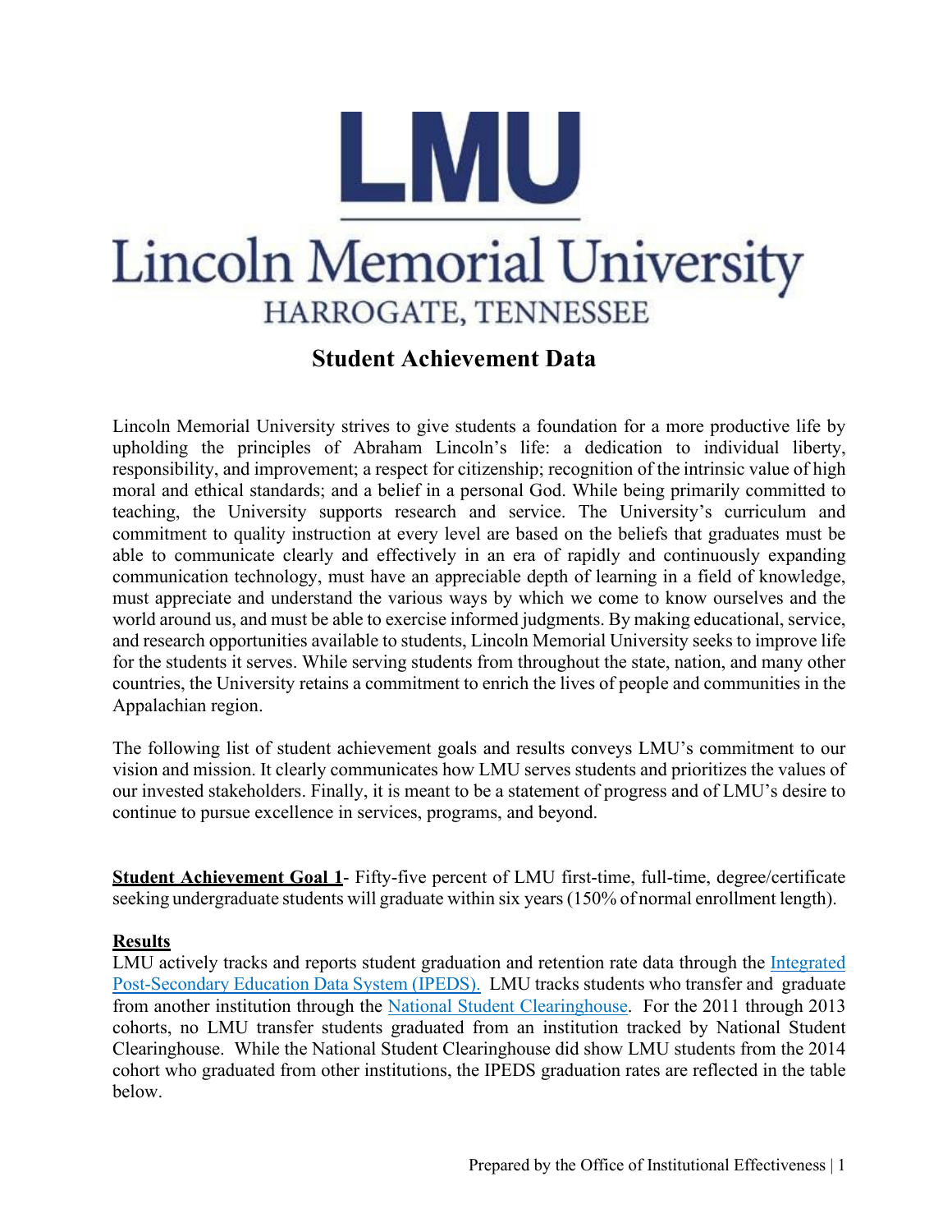# LMU

# Lincoln Memorial University

HARROGATE, TENNESSEE

## Student Achievement Data

Lincoln Memorial University strives to give students a foundation for a more productive life by upholding the principles of Abraham Lincoln's life: a dedication to individual liberty, responsibility, and improvement; a respect for citizenship; recognition of the intrinsic value of high moral and ethical standards; and a belief in a personal God. While being primarily committed to teaching, the University supports research and service. The University's curriculum and commitment to quality instruction at every level are based on the beliefs that graduates must be able to communicate clearly and effectively in an era of rapidly and continuously expanding communication technology, must have an appreciable depth of learning in a field of knowledge, must appreciate and understand the various ways by which we come to know ourselves and the world around us, and must be able to exercise informed judgments. By making educational, service, and research opportunities available to students, Lincoln Memorial University seeks to improve life for the students it serves. While serving students from throughout the state, nation, and many other countries, the University retains a commitment to enrich the lives of people and communities in the Appalachian region.

The following list of student achievement goals and results conveys LMU's commitment to our vision and mission. It clearly communicates how LMU serves students and prioritizes the values of our invested stakeholders. Finally, it is meant to be a statement of progress and of LMU's desire to continue to pursue excellence in services, programs, and beyond.

**Student Achievement Goal 1**- Fifty-five percent of LMU first-time, full-time, degree/certificate seeking undergraduate students will graduate within six years (150% of normal enrollment length).

**Results**

LMU actively tracks and reports student graduation and retention rate data through the Integrated Post-Secondary Education Data System (IPEDS). LMU tracks students who transfer and graduate from another institution through the National Student Clearinghouse. For the 2011 through 2013 cohorts, no LMU transfer students graduated from an institution tracked by National Student Clearinghouse. While the National Student Clearinghouse did show LMU students from the 2014 cohort who graduated from other institutions, the IPEDS graduation rates are reflected in the table below.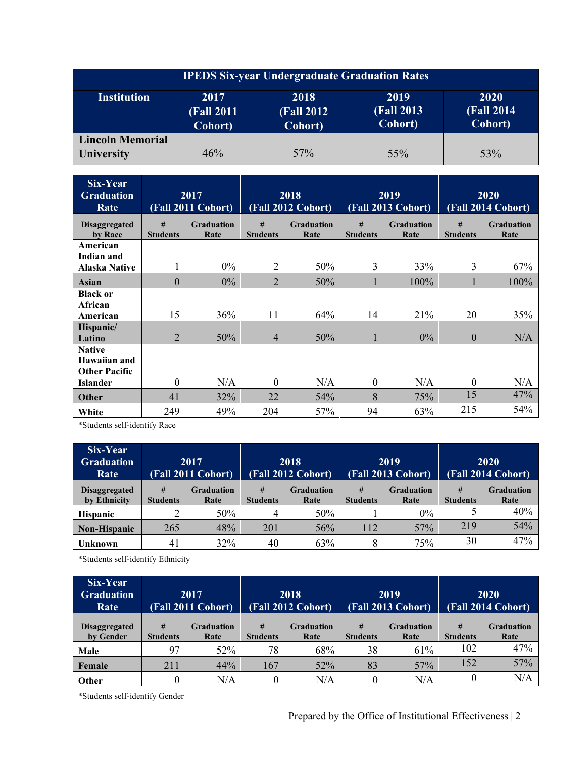| IPEDS Six-year Undergraduate Graduation Rates | | | | |
|---|---|---|---|---|
| **Institution** | **2017 (Fall 2011 Cohort)** | **2018 (Fall 2012 Cohort)** | **2019 (Fall 2013 Cohort)** | **2020 (Fall 2014 Cohort)** |
| **Lincoln Memorial University** | 46% | 57% | 55% | 53% |

| Six-Year Graduation Rate | 2017 (Fall 2011 Cohort) | | 2018 (Fall 2012 Cohort) | | 2019 (Fall 2013 Cohort) | | 2020 (Fall 2014 Cohort) | |
|---|---|---|---|---|---|---|---|---|
| **Disaggregated by Race** | **# Students** | **Graduation Rate** | **# Students** | **Graduation Rate** | **# Students** | **Graduation Rate** | **# Students** | **Graduation Rate** |
| **American Indian and Alaska Native** | 1 | 0% | 2 | 50% | 3 | 33% | 3 | 67% |
| **Asian** | 0 | 0% | 2 | 50% | 1 | 100% | 1 | 100% |
| **Black or African American** | 15 | 36% | 11 | 64% | 14 | 21% | 20 | 35% |
| **Hispanic/ Latino** | 2 | 50% | 4 | 50% | 1 | 0% | 0 | N/A |
| **Native Hawaiian and Other Pacific Islander** | 0 | N/A | 0 | N/A | 0 | N/A | 0 | N/A |
| **Other** | 41 | 32% | 22 | 54% | 8 | 75% | 15 | 47% |
| **White** | 249 | 49% | 204 | 57% | 94 | 63% | 215 | 54% |

*Students self-identify Race

| Six-Year Graduation Rate | 2017 (Fall 2011 Cohort) | | 2018 (Fall 2012 Cohort) | | 2019 (Fall 2013 Cohort) | | 2020 (Fall 2014 Cohort) | |
|---|---|---|---|---|---|---|---|---|
| **Disaggregated by Ethnicity** | **# Students** | **Graduation Rate** | **# Students** | **Graduation Rate** | **# Students** | **Graduation Rate** | **# Students** | **Graduation Rate** |
| **Hispanic** | 2 | 50% | 4 | 50% | 1 | 0% | 5 | 40% |
| **Non-Hispanic** | 265 | 48% | 201 | 56% | 112 | 57% | 219 | 54% |
| **Unknown** | 41 | 32% | 40 | 63% | 8 | 75% | 30 | 47% |

*Students self-identify Ethnicity

| Six-Year Graduation Rate | 2017 (Fall 2011 Cohort) | | 2018 (Fall 2012 Cohort) | | 2019 (Fall 2013 Cohort) | | 2020 (Fall 2014 Cohort) | |
|---|---|---|---|---|---|---|---|---|
| **Disaggregated by Gender** | **# Students** | **Graduation Rate** | **# Students** | **Graduation Rate** | **# Students** | **Graduation Rate** | **# Students** | **Graduation Rate** |
| **Male** | 97 | 52% | 78 | 68% | 38 | 61% | 102 | 47% |
| **Female** | 211 | 44% | 167 | 52% | 83 | 57% | 152 | 57% |
| **Other** | 0 | N/A | 0 | N/A | 0 | N/A | 0 | N/A |

*Students self-identify Gender

Prepared by the Office of Institutional Effectiveness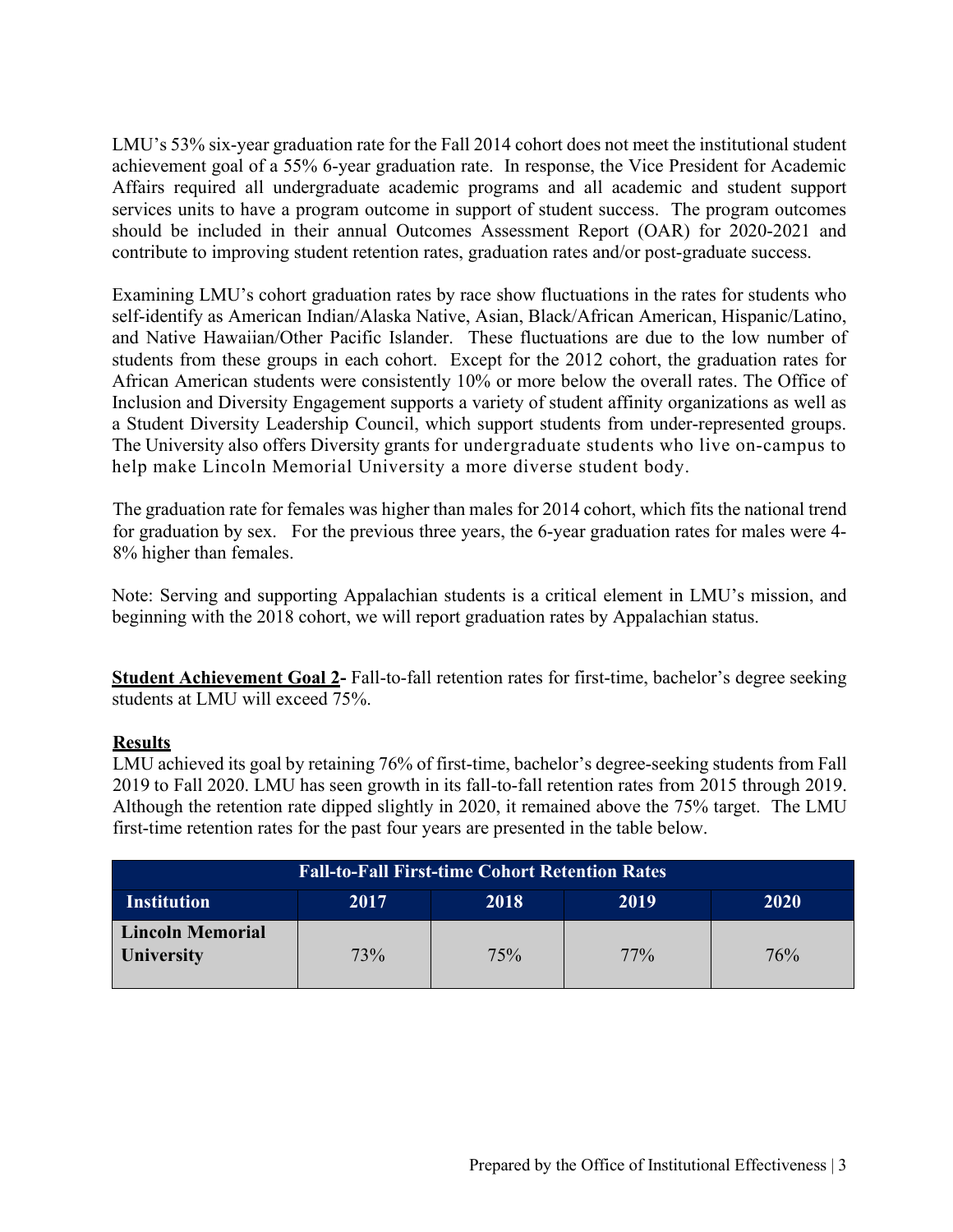LMU's 53% six-year graduation rate for the Fall 2014 cohort does not meet the institutional student achievement goal of a 55% 6-year graduation rate. In response, the Vice President for Academic Affairs required all undergraduate academic programs and all academic and student support services units to have a program outcome in support of student success. The program outcomes should be included in their annual Outcomes Assessment Report (OAR) for 2020-2021 and contribute to improving student retention rates, graduation rates and/or post-graduate success.

Examining LMU's cohort graduation rates by race show fluctuations in the rates for students who self-identify as American Indian/Alaska Native, Asian, Black/African American, Hispanic/Latino, and Native Hawaiian/Other Pacific Islander. These fluctuations are due to the low number of students from these groups in each cohort. Except for the 2012 cohort, the graduation rates for African American students were consistently 10% or more below the overall rates. The Office of Inclusion and Diversity Engagement supports a variety of student affinity organizations as well as a Student Diversity Leadership Council, which support students from under-represented groups. The University also offers Diversity grants for undergraduate students who live on-campus to help make Lincoln Memorial University a more diverse student body.

The graduation rate for females was higher than males for 2014 cohort, which fits the national trend for graduation by sex. For the previous three years, the 6-year graduation rates for males were 4-8% higher than females.

Note: Serving and supporting Appalachian students is a critical element in LMU's mission, and beginning with the 2018 cohort, we will report graduation rates by Appalachian status.

**Student Achievement Goal 2-** Fall-to-fall retention rates for first-time, bachelor's degree seeking students at LMU will exceed 75%.

**Results**

LMU achieved its goal by retaining 76% of first-time, bachelor's degree-seeking students from Fall 2019 to Fall 2020. LMU has seen growth in its fall-to-fall retention rates from 2015 through 2019. Although the retention rate dipped slightly in 2020, it remained above the 75% target. The LMU first-time retention rates for the past four years are presented in the table below.

| Fall-to-Fall First-time Cohort Retention Rates | | | | |
|---|---|---|---|---|
| **Institution** | **2017** | **2018** | **2019** | **2020** |
| **Lincoln Memorial University** | 73% | 75% | 77% | 76% |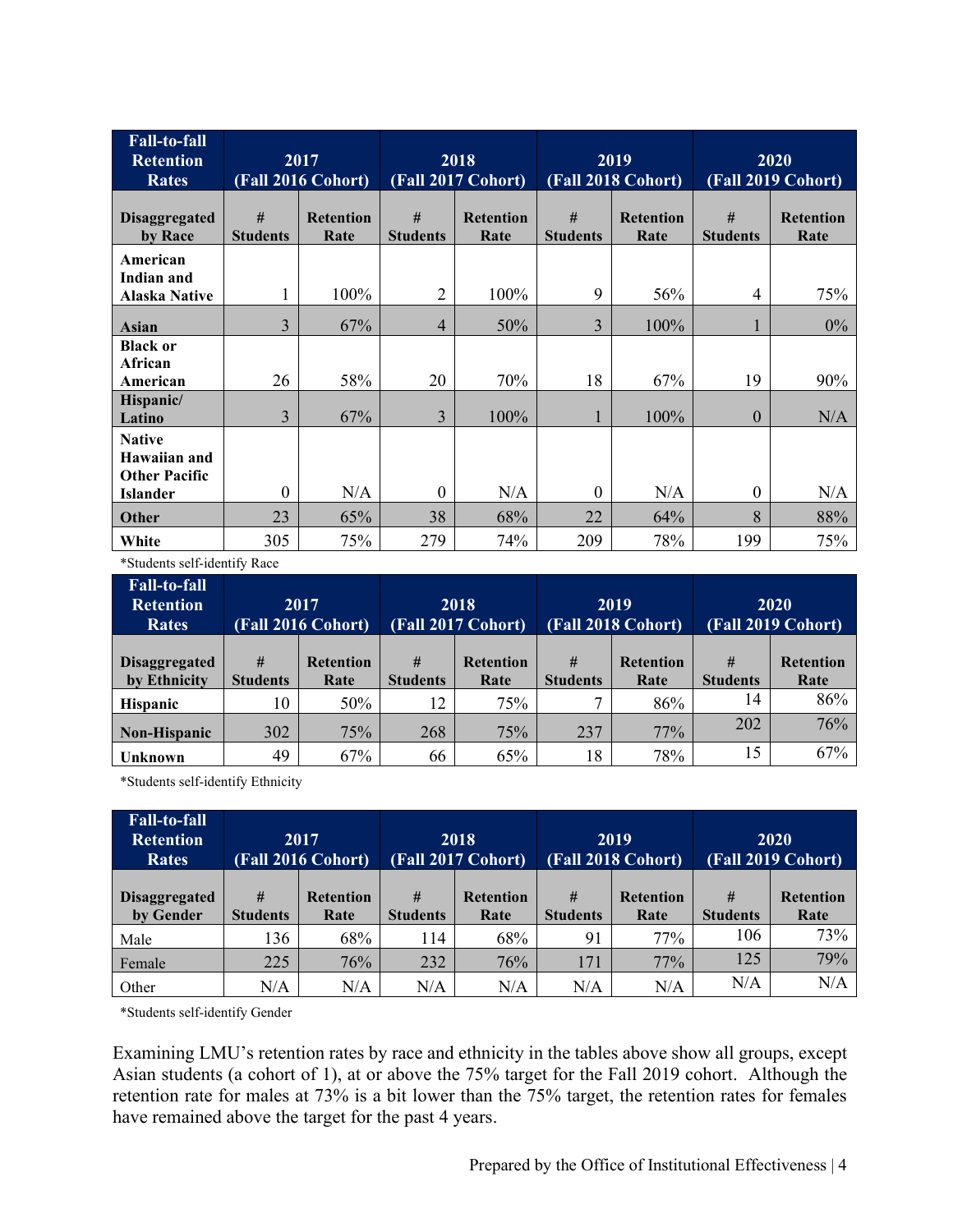| Fall-to-fall Retention Rates | 2017 (Fall 2016 Cohort) | | 2018 (Fall 2017 Cohort) | | 2019 (Fall 2018 Cohort) | | 2020 (Fall 2019 Cohort) | |
|---|---|---|---|---|---|---|---|---|
| **Disaggregated by Race** | **# Students** | **Retention Rate** | **# Students** | **Retention Rate** | **# Students** | **Retention Rate** | **# Students** | **Retention Rate** |
| **American Indian and Alaska Native** | 1 | 100% | 2 | 100% | 9 | 56% | 4 | 75% |
| **Asian** | 3 | 67% | 4 | 50% | 3 | 100% | 1 | 0% |
| **Black or African American** | 26 | 58% | 20 | 70% | 18 | 67% | 19 | 90% |
| **Hispanic/ Latino** | 3 | 67% | 3 | 100% | 1 | 100% | 0 | N/A |
| **Native Hawaiian and Other Pacific Islander** | 0 | N/A | 0 | N/A | 0 | N/A | 0 | N/A |
| **Other** | 23 | 65% | 38 | 68% | 22 | 64% | 8 | 88% |
| **White** | 305 | 75% | 279 | 74% | 209 | 78% | 199 | 75% |

*Students self-identify Race

| Fall-to-fall Retention Rates | 2017 (Fall 2016 Cohort) | | 2018 (Fall 2017 Cohort) | | 2019 (Fall 2018 Cohort) | | 2020 (Fall 2019 Cohort) | |
|---|---|---|---|---|---|---|---|---|
| **Disaggregated by Ethnicity** | **# Students** | **Retention Rate** | **# Students** | **Retention Rate** | **# Students** | **Retention Rate** | **# Students** | **Retention Rate** |
| **Hispanic** | 10 | 50% | 12 | 75% | 7 | 86% | 14 | 86% |
| **Non-Hispanic** | 302 | 75% | 268 | 75% | 237 | 77% | 202 | 76% |
| **Unknown** | 49 | 67% | 66 | 65% | 18 | 78% | 15 | 67% |

*Students self-identify Ethnicity

| Fall-to-fall Retention Rates | 2017 (Fall 2016 Cohort) | | 2018 (Fall 2017 Cohort) | | 2019 (Fall 2018 Cohort) | | 2020 (Fall 2019 Cohort) | |
|---|---|---|---|---|---|---|---|---|
| **Disaggregated by Gender** | **# Students** | **Retention Rate** | **# Students** | **Retention Rate** | **# Students** | **Retention Rate** | **# Students** | **Retention Rate** |
| Male | 136 | 68% | 114 | 68% | 91 | 77% | 106 | 73% |
| Female | 225 | 76% | 232 | 76% | 171 | 77% | 125 | 79% |
| Other | N/A | N/A | N/A | N/A | N/A | N/A | N/A | N/A |

*Students self-identify Gender

Examining LMU's retention rates by race and ethnicity in the tables above show all groups, except Asian students (a cohort of 1), at or above the 75% target for the Fall 2019 cohort. Although the retention rate for males at 73% is a bit lower than the 75% target, the retention rates for females have remained above the target for the past 4 years.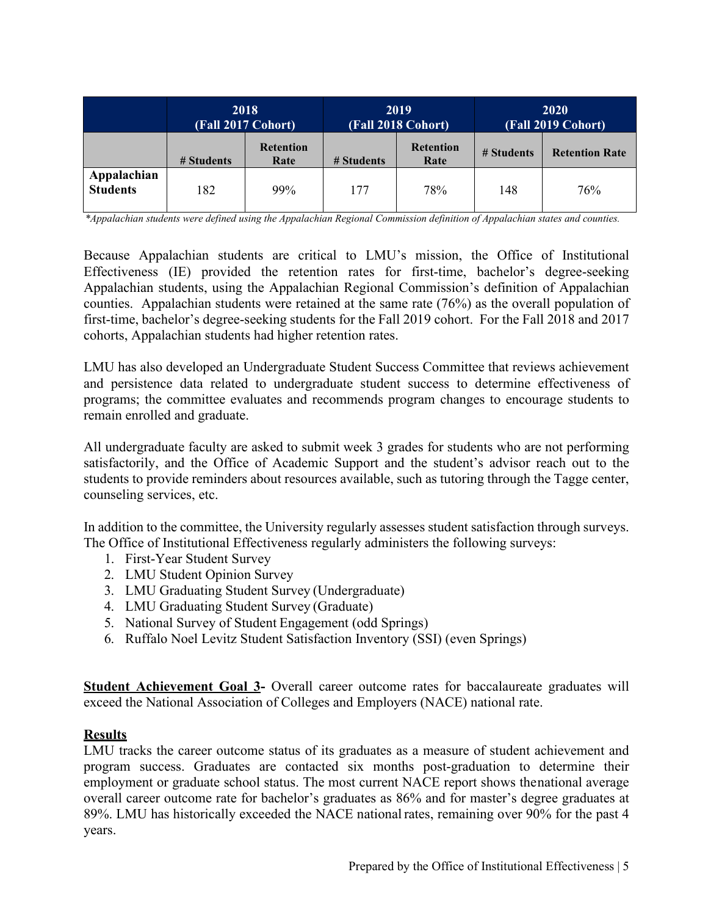| | 2018 (Fall 2017 Cohort) | | 2019 (Fall 2018 Cohort) | | 2020 (Fall 2019 Cohort) | |
|---|---|---|---|---|---|---|
| | # Students | Retention Rate | # Students | Retention Rate | # Students | Retention Rate |
| **Appalachian Students** | 182 | 99% | 177 | 78% | 148 | 76% |

*\*Appalachian students were defined using the Appalachian Regional Commission definition of Appalachian states and counties.*

Because Appalachian students are critical to LMU's mission, the Office of Institutional Effectiveness (IE) provided the retention rates for first-time, bachelor's degree-seeking Appalachian students, using the Appalachian Regional Commission's definition of Appalachian counties. Appalachian students were retained at the same rate (76%) as the overall population of first-time, bachelor's degree-seeking students for the Fall 2019 cohort. For the Fall 2018 and 2017 cohorts, Appalachian students had higher retention rates.

LMU has also developed an Undergraduate Student Success Committee that reviews achievement and persistence data related to undergraduate student success to determine effectiveness of programs; the committee evaluates and recommends program changes to encourage students to remain enrolled and graduate.

All undergraduate faculty are asked to submit week 3 grades for students who are not performing satisfactorily, and the Office of Academic Support and the student's advisor reach out to the students to provide reminders about resources available, such as tutoring through the Tagge center, counseling services, etc.

In addition to the committee, the University regularly assesses student satisfaction through surveys. The Office of Institutional Effectiveness regularly administers the following surveys:

1. First-Year Student Survey
2. LMU Student Opinion Survey
3. LMU Graduating Student Survey (Undergraduate)
4. LMU Graduating Student Survey (Graduate)
5. National Survey of Student Engagement (odd Springs)
6. Ruffalo Noel Levitz Student Satisfaction Inventory (SSI) (even Springs)

**Student Achievement Goal 3-** Overall career outcome rates for baccalaureate graduates will exceed the National Association of Colleges and Employers (NACE) national rate.

**Results**

LMU tracks the career outcome status of its graduates as a measure of student achievement and program success. Graduates are contacted six months post-graduation to determine their employment or graduate school status. The most current NACE report shows the national average overall career outcome rate for bachelor's graduates as 86% and for master's degree graduates at 89%. LMU has historically exceeded the NACE national rates, remaining over 90% for the past 4 years.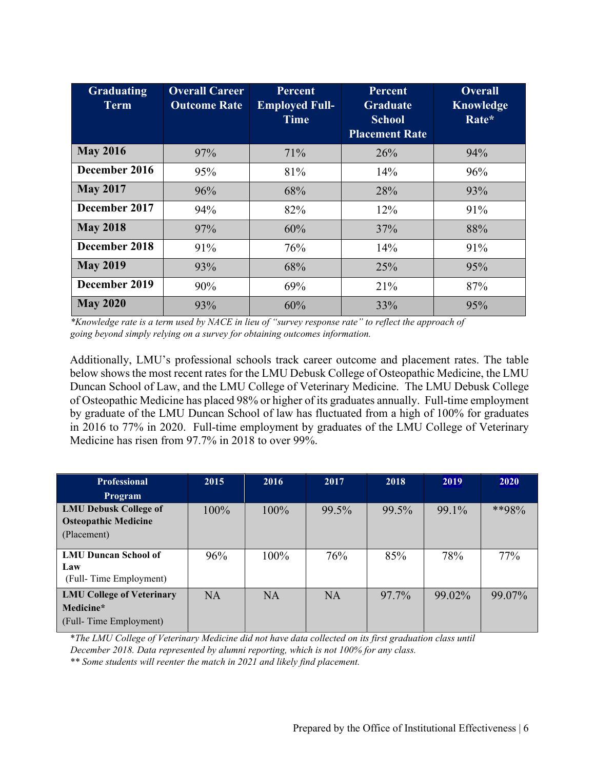| Graduating Term | Overall Career Outcome Rate | Percent Employed Full-Time | Percent Graduate School Placement Rate | Overall Knowledge Rate* |
|---|---|---|---|---|
| **May 2016** | 97% | 71% | 26% | 94% |
| **December 2016** | 95% | 81% | 14% | 96% |
| **May 2017** | 96% | 68% | 28% | 93% |
| **December 2017** | 94% | 82% | 12% | 91% |
| **May 2018** | 97% | 60% | 37% | 88% |
| **December 2018** | 91% | 76% | 14% | 91% |
| **May 2019** | 93% | 68% | 25% | 95% |
| **December 2019** | 90% | 69% | 21% | 87% |
| **May 2020** | 93% | 60% | 33% | 95% |

*\*Knowledge rate is a term used by NACE in lieu of "survey response rate" to reflect the approach of going beyond simply relying on a survey for obtaining outcomes information.*

Additionally, LMU's professional schools track career outcome and placement rates. The table below shows the most recent rates for the LMU Debusk College of Osteopathic Medicine, the LMU Duncan School of Law, and the LMU College of Veterinary Medicine. The LMU Debusk College of Osteopathic Medicine has placed 98% or higher of its graduates annually. Full-time employment by graduate of the LMU Duncan School of law has fluctuated from a high of 100% for graduates in 2016 to 77% in 2020. Full-time employment by graduates of the LMU College of Veterinary Medicine has risen from 97.7% in 2018 to over 99%.

| Professional Program | 2015 | 2016 | 2017 | 2018 | 2019 | 2020 |
|---|---|---|---|---|---|---|
| **LMU Debusk College of Osteopathic Medicine** (Placement) | 100% | 100% | 99.5% | 99.5% | 99.1% | **98% |
| **LMU Duncan School of Law** (Full- Time Employment) | 96% | 100% | 76% | 85% | 78% | 77% |
| **LMU College of Veterinary Medicine*** (Full- Time Employment) | NA | NA | NA | 97.7% | 99.02% | 99.07% |

*\*The LMU College of Veterinary Medicine did not have data collected on its first graduation class until December 2018. Data represented by alumni reporting, which is not 100% for any class.*
*\*\* Some students will reenter the match in 2021 and likely find placement.*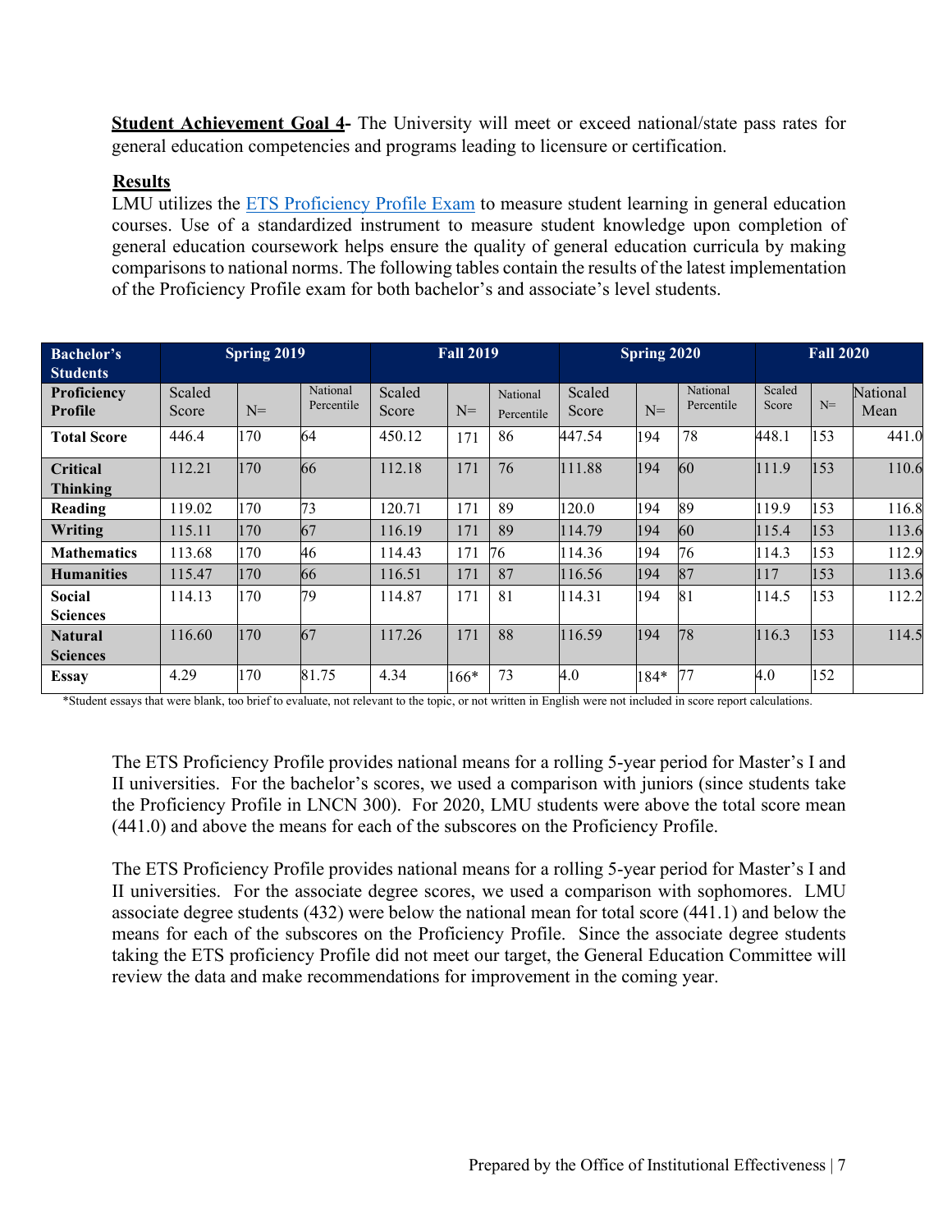**Student Achievement Goal 4-** The University will meet or exceed national/state pass rates for general education competencies and programs leading to licensure or certification.

**Results**

LMU utilizes the ETS Proficiency Profile Exam to measure student learning in general education courses. Use of a standardized instrument to measure student knowledge upon completion of general education coursework helps ensure the quality of general education curricula by making comparisons to national norms. The following tables contain the results of the latest implementation of the Proficiency Profile exam for both bachelor's and associate's level students.

| Bachelor's Students | Spring 2019 | | | Fall 2019 | | | Spring 2020 | | | Fall 2020 | | |
|---|---|---|---|---|---|---|---|---|---|---|---|---|
| **Proficiency Profile** | Scaled Score | N= | National Percentile | Scaled Score | N= | National Percentile | Scaled Score | N= | National Percentile | Scaled Score | N= | National Mean |
| **Total Score** | 446.4 | 170 | 64 | 450.12 | 171 | 86 | 447.54 | 194 | 78 | 448.1 | 153 | 441.0 |
| **Critical Thinking** | 112.21 | 170 | 66 | 112.18 | 171 | 76 | 111.88 | 194 | 60 | 111.9 | 153 | 110.6 |
| **Reading** | 119.02 | 170 | 73 | 120.71 | 171 | 89 | 120.0 | 194 | 89 | 119.9 | 153 | 116.8 |
| **Writing** | 115.11 | 170 | 67 | 116.19 | 171 | 89 | 114.79 | 194 | 60 | 115.4 | 153 | 113.6 |
| **Mathematics** | 113.68 | 170 | 46 | 114.43 | 171 | 76 | 114.36 | 194 | 76 | 114.3 | 153 | 112.9 |
| **Humanities** | 115.47 | 170 | 66 | 116.51 | 171 | 87 | 116.56 | 194 | 87 | 117 | 153 | 113.6 |
| **Social Sciences** | 114.13 | 170 | 79 | 114.87 | 171 | 81 | 114.31 | 194 | 81 | 114.5 | 153 | 112.2 |
| **Natural Sciences** | 116.60 | 170 | 67 | 117.26 | 171 | 88 | 116.59 | 194 | 78 | 116.3 | 153 | 114.5 |
| **Essay** | 4.29 | 170 | 81.75 | 4.34 | 166* | 73 | 4.0 | 184* | 77 | 4.0 | 152 | |

*Student essays that were blank, too brief to evaluate, not relevant to the topic, or not written in English were not included in score report calculations.

The ETS Proficiency Profile provides national means for a rolling 5-year period for Master's I and II universities. For the bachelor's scores, we used a comparison with juniors (since students take the Proficiency Profile in LNCN 300). For 2020, LMU students were above the total score mean (441.0) and above the means for each of the subscores on the Proficiency Profile.

The ETS Proficiency Profile provides national means for a rolling 5-year period for Master's I and II universities. For the associate degree scores, we used a comparison with sophomores. LMU associate degree students (432) were below the national mean for total score (441.1) and below the means for each of the subscores on the Proficiency Profile. Since the associate degree students taking the ETS proficiency Profile did not meet our target, the General Education Committee will review the data and make recommendations for improvement in the coming year.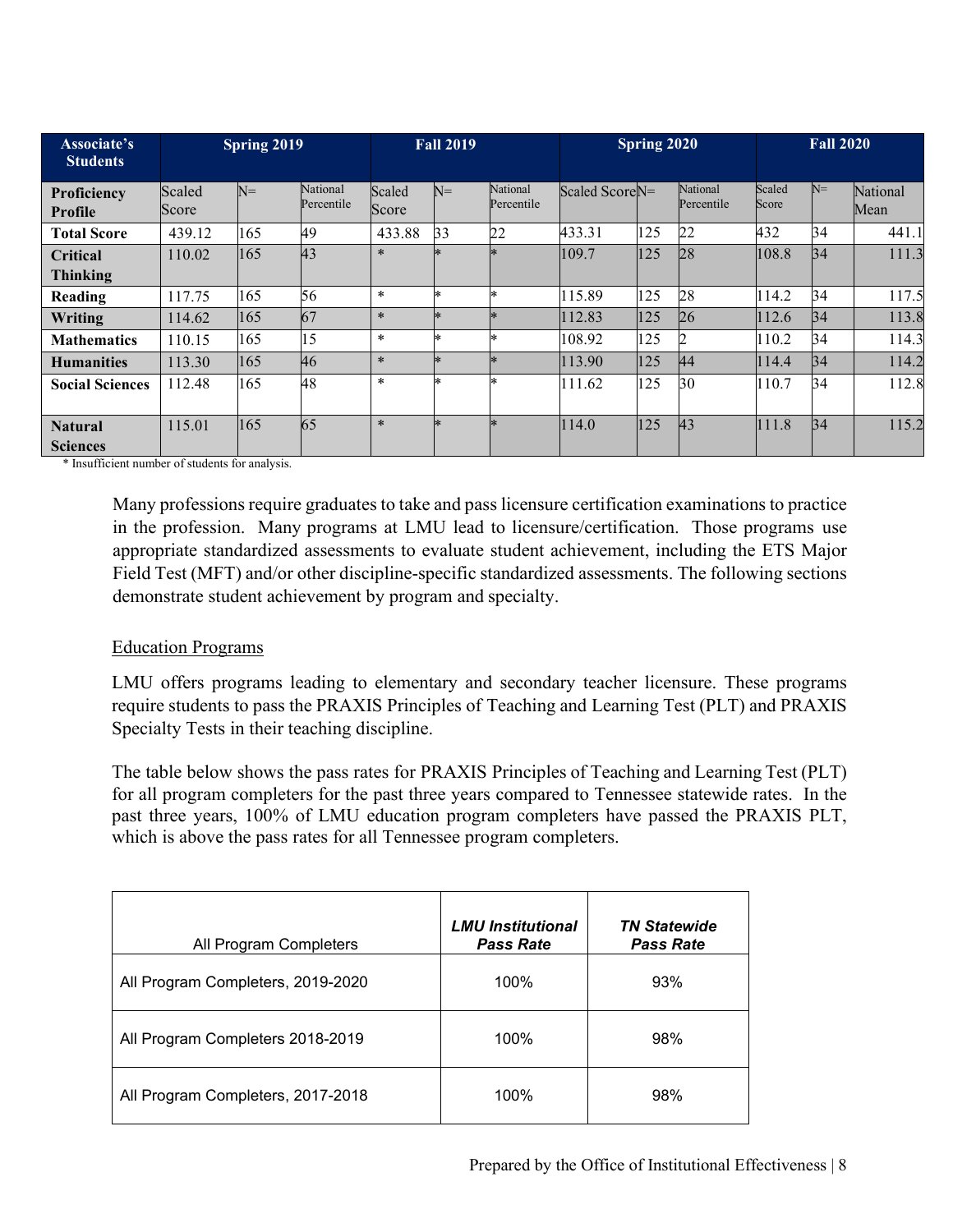| Associate's Students | Spring 2019 | | | Fall 2019 | | | Spring 2020 | | | Fall 2020 | | |
|---|---|---|---|---|---|---|---|---|---|---|---|---|
| Proficiency Profile | Scaled Score | N= | National Percentile | Scaled Score | N= | National Percentile | Scaled Score | N= | National Percentile | Scaled Score | N= | National Mean |
| Total Score | 439.12 | 165 | 49 | 433.88 | 33 | 22 | 433.31 | 125 | 22 | 432 | 34 | 441.1 |
| Critical Thinking | 110.02 | 165 | 43 | * | * | * | 109.7 | 125 | 28 | 108.8 | 34 | 111.3 |
| Reading | 117.75 | 165 | 56 | * | * | * | 115.89 | 125 | 28 | 114.2 | 34 | 117.5 |
| Writing | 114.62 | 165 | 67 | * | * | * | 112.83 | 125 | 26 | 112.6 | 34 | 113.8 |
| Mathematics | 110.15 | 165 | 15 | * | * | * | 108.92 | 125 | 2 | 110.2 | 34 | 114.3 |
| Humanities | 113.30 | 165 | 46 | * | * | * | 113.90 | 125 | 44 | 114.4 | 34 | 114.2 |
| Social Sciences | 112.48 | 165 | 48 | * | * | * | 111.62 | 125 | 30 | 110.7 | 34 | 112.8 |
| Natural Sciences | 115.01 | 165 | 65 | * | * | * | 114.0 | 125 | 43 | 111.8 | 34 | 115.2 |

* Insufficient number of students for analysis.

Many professions require graduates to take and pass licensure certification examinations to practice in the profession. Many programs at LMU lead to licensure/certification. Those programs use appropriate standardized assessments to evaluate student achievement, including the ETS Major Field Test (MFT) and/or other discipline-specific standardized assessments. The following sections demonstrate student achievement by program and specialty.

Education Programs

LMU offers programs leading to elementary and secondary teacher licensure. These programs require students to pass the PRAXIS Principles of Teaching and Learning Test (PLT) and PRAXIS Specialty Tests in their teaching discipline.

The table below shows the pass rates for PRAXIS Principles of Teaching and Learning Test (PLT) for all program completers for the past three years compared to Tennessee statewide rates. In the past three years, 100% of LMU education program completers have passed the PRAXIS PLT, which is above the pass rates for all Tennessee program completers.

| All Program Completers | ***LMU Institutional Pass Rate*** | ***TN Statewide Pass Rate*** |
|---|---|---|
| All Program Completers, 2019-2020 | 100% | 93% |
| All Program Completers 2018-2019 | 100% | 98% |
| All Program Completers, 2017-2018 | 100% | 98% |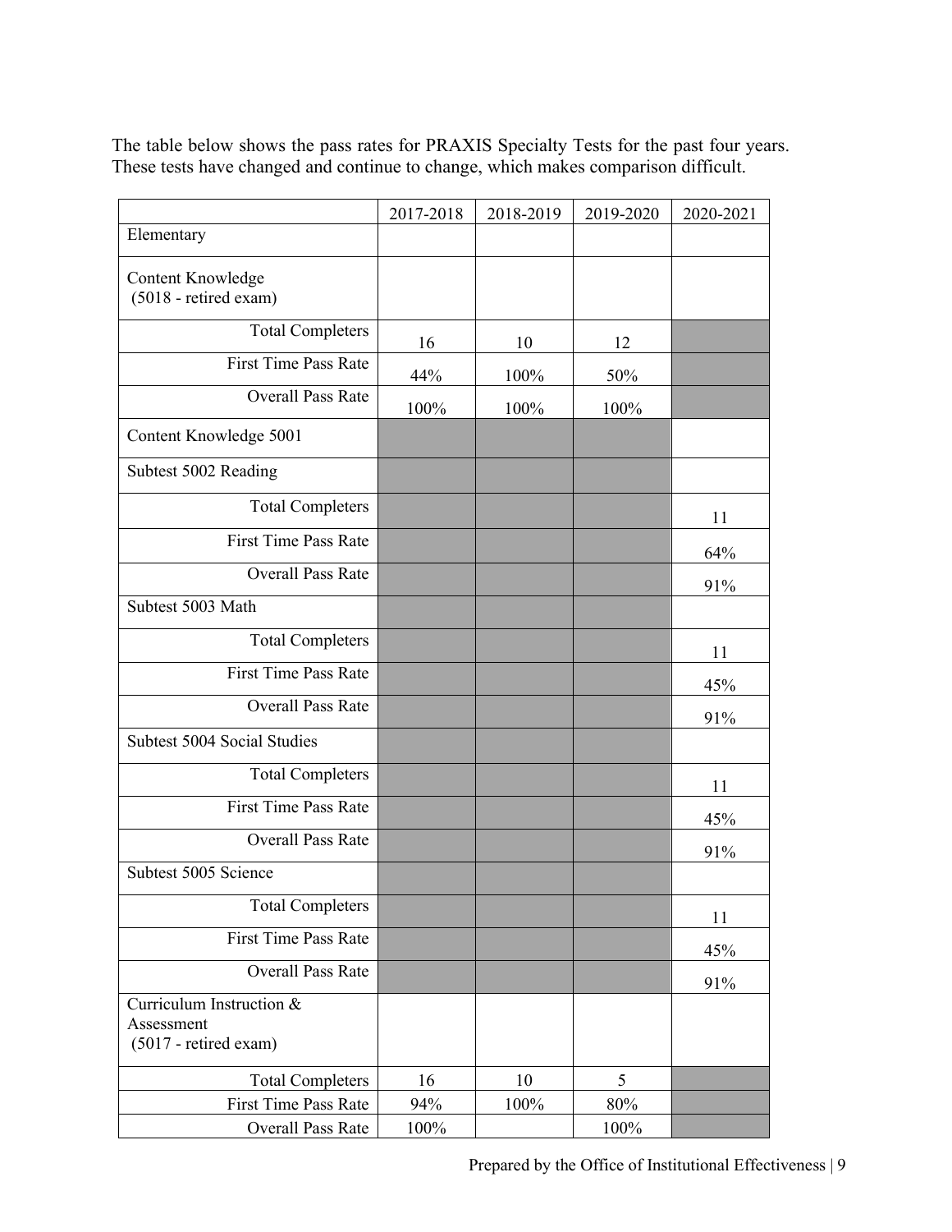The table below shows the pass rates for PRAXIS Specialty Tests for the past four years. These tests have changed and continue to change, which makes comparison difficult.

| | 2017-2018 | 2018-2019 | 2019-2020 | 2020-2021 |
|---|---|---|---|---|
| Elementary | | | | |
| Content Knowledge (5018 - retired exam) | | | | |
| Total Completers | 16 | 10 | 12 | |
| First Time Pass Rate | 44% | 100% | 50% | |
| Overall Pass Rate | 100% | 100% | 100% | |
| Content Knowledge 5001 | | | | |
| Subtest 5002 Reading | | | | |
| Total Completers | | | | 11 |
| First Time Pass Rate | | | | 64% |
| Overall Pass Rate | | | | 91% |
| Subtest 5003 Math | | | | |
| Total Completers | | | | 11 |
| First Time Pass Rate | | | | 45% |
| Overall Pass Rate | | | | 91% |
| Subtest 5004 Social Studies | | | | |
| Total Completers | | | | 11 |
| First Time Pass Rate | | | | 45% |
| Overall Pass Rate | | | | 91% |
| Subtest 5005 Science | | | | |
| Total Completers | | | | 11 |
| First Time Pass Rate | | | | 45% |
| Overall Pass Rate | | | | 91% |
| Curriculum Instruction & Assessment (5017 - retired exam) | | | | |
| Total Completers | 16 | 10 | 5 | |
| First Time Pass Rate | 94% | 100% | 80% | |
| Overall Pass Rate | 100% | | 100% | |

Prepared by the Office of Institutional Effectiveness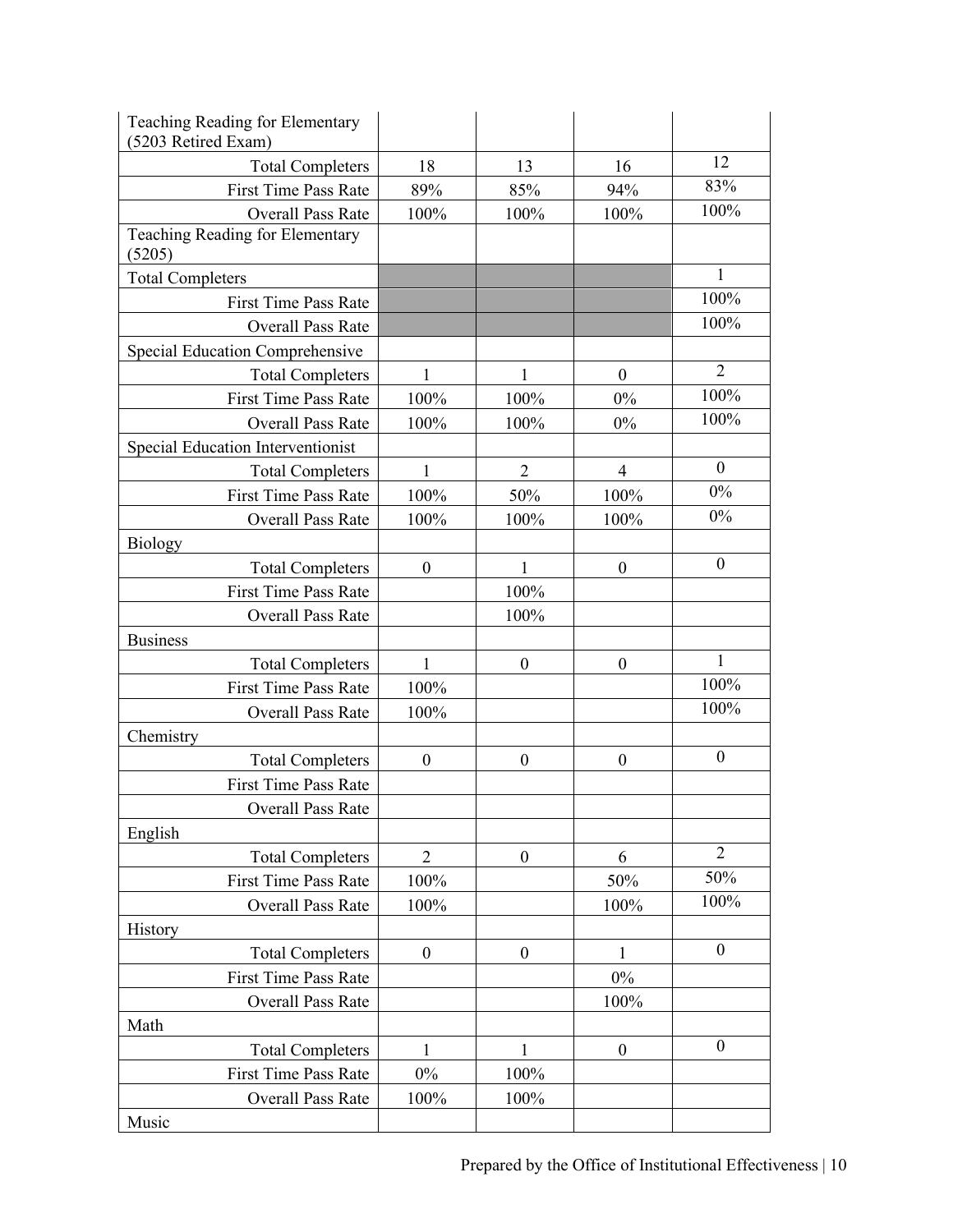| | | | | |
|---|---|---|---|---|
| Teaching Reading for Elementary (5203 Retired Exam) | | | | |
| Total Completers | 18 | 13 | 16 | 12 |
| First Time Pass Rate | 89% | 85% | 94% | 83% |
| Overall Pass Rate | 100% | 100% | 100% | 100% |
| Teaching Reading for Elementary (5205) | | | | |
| Total Completers | | | | 1 |
| First Time Pass Rate | | | | 100% |
| Overall Pass Rate | | | | 100% |
| Special Education Comprehensive | | | | |
| Total Completers | 1 | 1 | 0 | 2 |
| First Time Pass Rate | 100% | 100% | 0% | 100% |
| Overall Pass Rate | 100% | 100% | 0% | 100% |
| Special Education Interventionist | | | | |
| Total Completers | 1 | 2 | 4 | 0 |
| First Time Pass Rate | 100% | 50% | 100% | 0% |
| Overall Pass Rate | 100% | 100% | 100% | 0% |
| Biology | | | | |
| Total Completers | 0 | 1 | 0 | 0 |
| First Time Pass Rate | | 100% | | |
| Overall Pass Rate | | 100% | | |
| Business | | | | |
| Total Completers | 1 | 0 | 0 | 1 |
| First Time Pass Rate | 100% | | | 100% |
| Overall Pass Rate | 100% | | | 100% |
| Chemistry | | | | |
| Total Completers | 0 | 0 | 0 | 0 |
| First Time Pass Rate | | | | |
| Overall Pass Rate | | | | |
| English | | | | |
| Total Completers | 2 | 0 | 6 | 2 |
| First Time Pass Rate | 100% | | 50% | 50% |
| Overall Pass Rate | 100% | | 100% | 100% |
| History | | | | |
| Total Completers | 0 | 0 | 1 | 0 |
| First Time Pass Rate | | | 0% | |
| Overall Pass Rate | | | 100% | |
| Math | | | | |
| Total Completers | 1 | 1 | 0 | 0 |
| First Time Pass Rate | 0% | 100% | | |
| Overall Pass Rate | 100% | 100% | | |
| Music | | | | |

Prepared by the Office of Institutional Effectiveness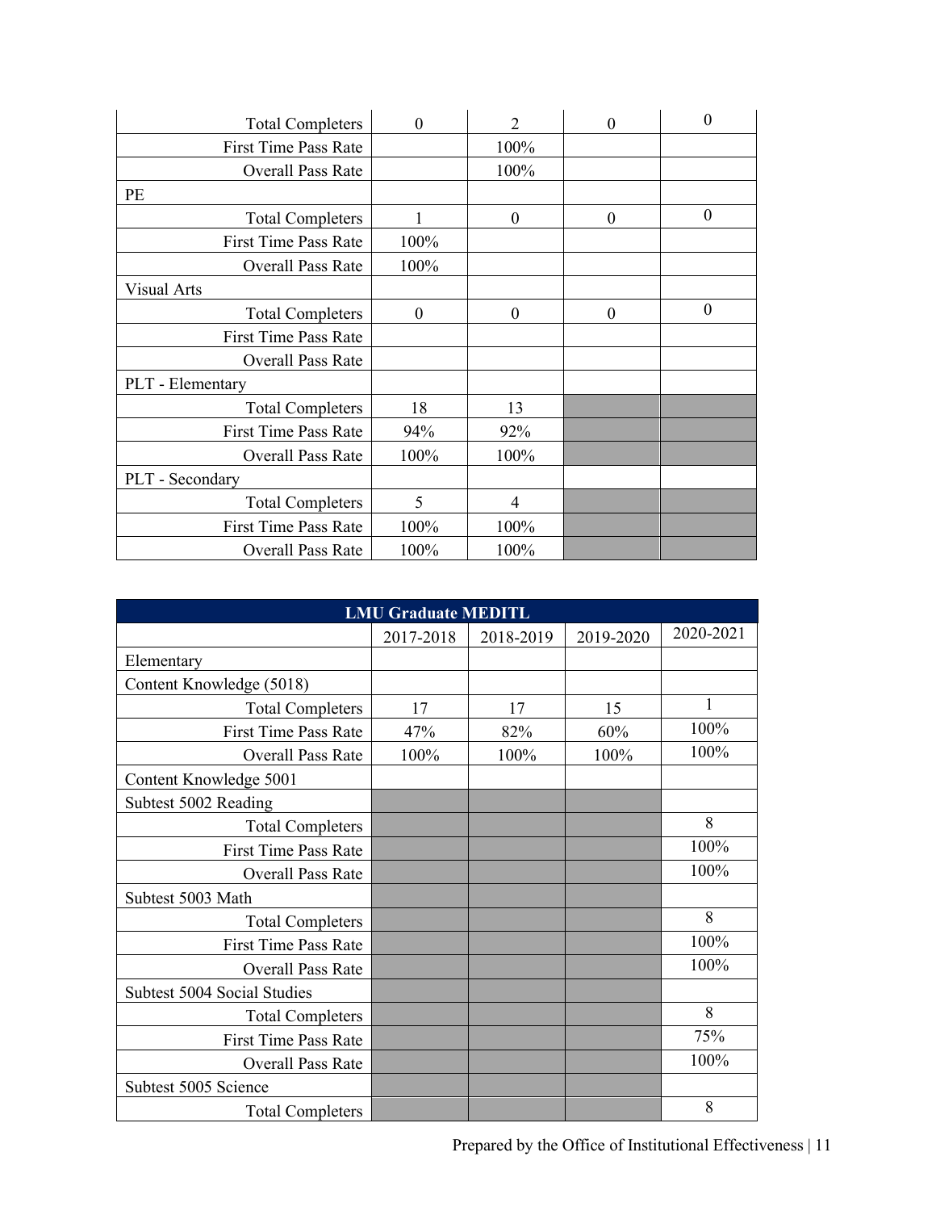| | | | | |
|---|---|---|---|---|
| Total Completers | 0 | 2 | 0 | 0 |
| First Time Pass Rate | | 100% | | |
| Overall Pass Rate | | 100% | | |
| PE | | | | |
| Total Completers | 1 | 0 | 0 | 0 |
| First Time Pass Rate | 100% | | | |
| Overall Pass Rate | 100% | | | |
| Visual Arts | | | | |
| Total Completers | 0 | 0 | 0 | 0 |
| First Time Pass Rate | | | | |
| Overall Pass Rate | | | | |
| PLT - Elementary | | | | |
| Total Completers | 18 | 13 | | |
| First Time Pass Rate | 94% | 92% | | |
| Overall Pass Rate | 100% | 100% | | |
| PLT - Secondary | | | | |
| Total Completers | 5 | 4 | | |
| First Time Pass Rate | 100% | 100% | | |
| Overall Pass Rate | 100% | 100% | | |

| LMU Graduate MEDITL | | | | |
|---|---|---|---|---|
| | 2017-2018 | 2018-2019 | 2019-2020 | 2020-2021 |
| Elementary | | | | |
| Content Knowledge (5018) | | | | |
| Total Completers | 17 | 17 | 15 | 1 |
| First Time Pass Rate | 47% | 82% | 60% | 100% |
| Overall Pass Rate | 100% | 100% | 100% | 100% |
| Content Knowledge 5001 | | | | |
| Subtest 5002 Reading | | | | |
| Total Completers | | | | 8 |
| First Time Pass Rate | | | | 100% |
| Overall Pass Rate | | | | 100% |
| Subtest 5003 Math | | | | |
| Total Completers | | | | 8 |
| First Time Pass Rate | | | | 100% |
| Overall Pass Rate | | | | 100% |
| Subtest 5004 Social Studies | | | | |
| Total Completers | | | | 8 |
| First Time Pass Rate | | | | 75% |
| Overall Pass Rate | | | | 100% |
| Subtest 5005 Science | | | | |
| Total Completers | | | | 8 |

Prepared by the Office of Institutional Effectiveness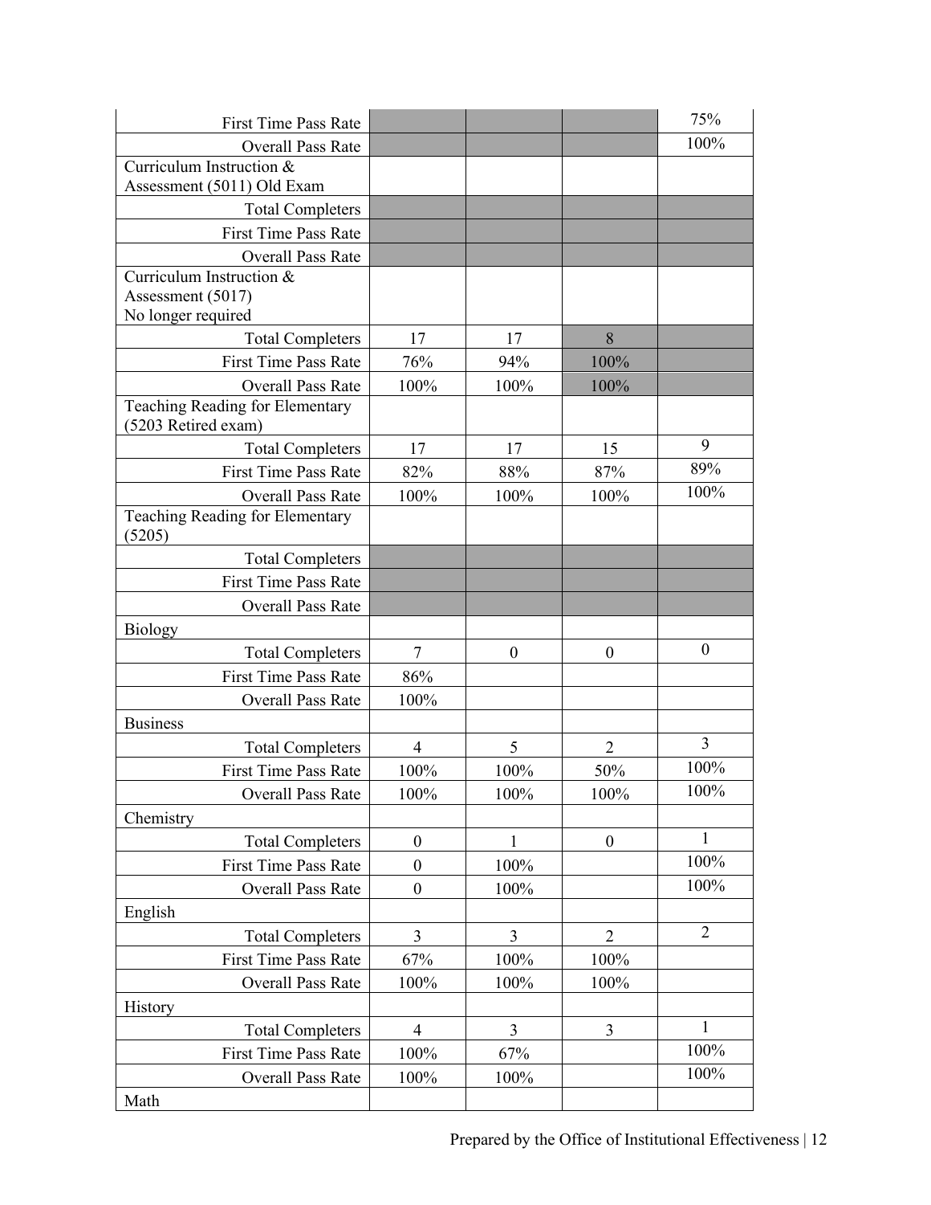| | | | | |
|---|---|---|---|---|
| First Time Pass Rate | | | | 75% |
| Overall Pass Rate | | | | 100% |
| Curriculum Instruction & Assessment (5011) Old Exam | | | | |
| Total Completers | | | | |
| First Time Pass Rate | | | | |
| Overall Pass Rate | | | | |
| Curriculum Instruction & Assessment (5017) No longer required | | | | |
| Total Completers | 17 | 17 | 8 | |
| First Time Pass Rate | 76% | 94% | 100% | |
| Overall Pass Rate | 100% | 100% | 100% | |
| Teaching Reading for Elementary (5203 Retired exam) | | | | |
| Total Completers | 17 | 17 | 15 | 9 |
| First Time Pass Rate | 82% | 88% | 87% | 89% |
| Overall Pass Rate | 100% | 100% | 100% | 100% |
| Teaching Reading for Elementary (5205) | | | | |
| Total Completers | | | | |
| First Time Pass Rate | | | | |
| Overall Pass Rate | | | | |
| Biology | | | | |
| Total Completers | 7 | 0 | 0 | 0 |
| First Time Pass Rate | 86% | | | |
| Overall Pass Rate | 100% | | | |
| Business | | | | |
| Total Completers | 4 | 5 | 2 | 3 |
| First Time Pass Rate | 100% | 100% | 50% | 100% |
| Overall Pass Rate | 100% | 100% | 100% | 100% |
| Chemistry | | | | |
| Total Completers | 0 | 1 | 0 | 1 |
| First Time Pass Rate | 0 | 100% | | 100% |
| Overall Pass Rate | 0 | 100% | | 100% |
| English | | | | |
| Total Completers | 3 | 3 | 2 | 2 |
| First Time Pass Rate | 67% | 100% | 100% | |
| Overall Pass Rate | 100% | 100% | 100% | |
| History | | | | |
| Total Completers | 4 | 3 | 3 | 1 |
| First Time Pass Rate | 100% | 67% | | 100% |
| Overall Pass Rate | 100% | 100% | | 100% |
| Math | | | | |

Prepared by the Office of Institutional Effectiveness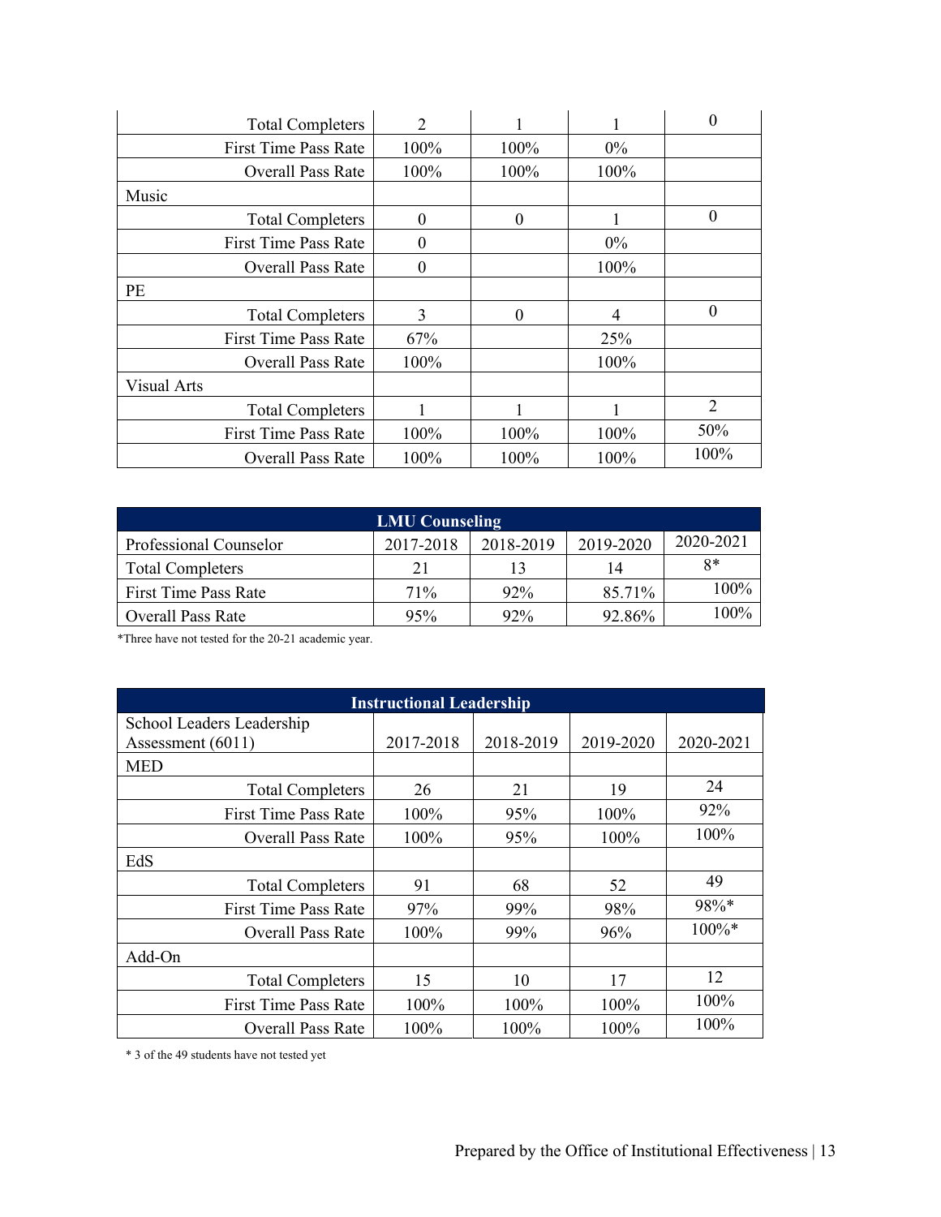| | | | | |
|---|---|---|---|---|
| Total Completers | 2 | 1 | 1 | 0 |
| First Time Pass Rate | 100% | 100% | 0% | |
| Overall Pass Rate | 100% | 100% | 100% | |
| Music | | | | |
| Total Completers | 0 | 0 | 1 | 0 |
| First Time Pass Rate | 0 | | 0% | |
| Overall Pass Rate | 0 | | 100% | |
| PE | | | | |
| Total Completers | 3 | 0 | 4 | 0 |
| First Time Pass Rate | 67% | | 25% | |
| Overall Pass Rate | 100% | | 100% | |
| Visual Arts | | | | |
| Total Completers | 1 | 1 | 1 | 2 |
| First Time Pass Rate | 100% | 100% | 100% | 50% |
| Overall Pass Rate | 100% | 100% | 100% | 100% |

| LMU Counseling | | | | |
|---|---|---|---|---|
| Professional Counselor | 2017-2018 | 2018-2019 | 2019-2020 | 2020-2021 |
| Total Completers | 21 | 13 | 14 | 8* |
| First Time Pass Rate | 71% | 92% | 85.71% | 100% |
| Overall Pass Rate | 95% | 92% | 92.86% | 100% |

*Three have not tested for the 20-21 academic year.

| Instructional Leadership | | | | |
|---|---|---|---|---|
| School Leaders Leadership Assessment (6011) | 2017-2018 | 2018-2019 | 2019-2020 | 2020-2021 |
| MED | | | | |
| Total Completers | 26 | 21 | 19 | 24 |
| First Time Pass Rate | 100% | 95% | 100% | 92% |
| Overall Pass Rate | 100% | 95% | 100% | 100% |
| EdS | | | | |
| Total Completers | 91 | 68 | 52 | 49 |
| First Time Pass Rate | 97% | 99% | 98% | 98%* |
| Overall Pass Rate | 100% | 99% | 96% | 100%* |
| Add-On | | | | |
| Total Completers | 15 | 10 | 17 | 12 |
| First Time Pass Rate | 100% | 100% | 100% | 100% |
| Overall Pass Rate | 100% | 100% | 100% | 100% |

\* 3 of the 49 students have not tested yet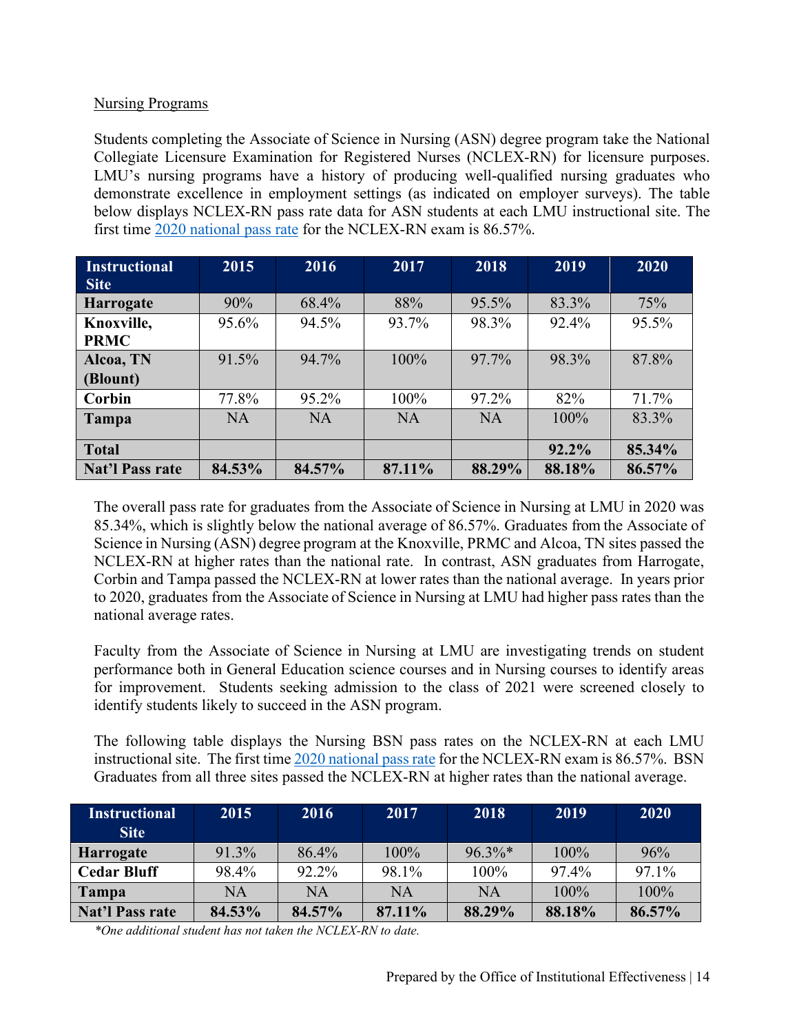Nursing Programs

Students completing the Associate of Science in Nursing (ASN) degree program take the National Collegiate Licensure Examination for Registered Nurses (NCLEX-RN) for licensure purposes. LMU's nursing programs have a history of producing well-qualified nursing graduates who demonstrate excellence in employment settings (as indicated on employer surveys). The table below displays NCLEX-RN pass rate data for ASN students at each LMU instructional site. The first time [2020 national pass rate](#) for the NCLEX-RN exam is 86.57%.

| Instructional Site | 2015 | 2016 | 2017 | 2018 | 2019 | 2020 |
|---|---|---|---|---|---|---|
| **Harrogate** | 90% | 68.4% | 88% | 95.5% | 83.3% | 75% |
| **Knoxville, PRMC** | 95.6% | 94.5% | 93.7% | 98.3% | 92.4% | 95.5% |
| **Alcoa, TN (Blount)** | 91.5% | 94.7% | 100% | 97.7% | 98.3% | 87.8% |
| **Corbin** | 77.8% | 95.2% | 100% | 97.2% | 82% | 71.7% |
| **Tampa** | NA | NA | NA | NA | 100% | 83.3% |
| **Total** | | | | | **92.2%** | **85.34%** |
| **Nat'l Pass rate** | **84.53%** | **84.57%** | **87.11%** | **88.29%** | **88.18%** | **86.57%** |

The overall pass rate for graduates from the Associate of Science in Nursing at LMU in 2020 was 85.34%, which is slightly below the national average of 86.57%. Graduates from the Associate of Science in Nursing (ASN) degree program at the Knoxville, PRMC and Alcoa, TN sites passed the NCLEX-RN at higher rates than the national rate. In contrast, ASN graduates from Harrogate, Corbin and Tampa passed the NCLEX-RN at lower rates than the national average. In years prior to 2020, graduates from the Associate of Science in Nursing at LMU had higher pass rates than the national average rates.

Faculty from the Associate of Science in Nursing at LMU are investigating trends on student performance both in General Education science courses and in Nursing courses to identify areas for improvement. Students seeking admission to the class of 2021 were screened closely to identify students likely to succeed in the ASN program.

The following table displays the Nursing BSN pass rates on the NCLEX-RN at each LMU instructional site. The first time [2020 national pass rate](#) for the NCLEX-RN exam is 86.57%. BSN Graduates from all three sites passed the NCLEX-RN at higher rates than the national average.

| Instructional Site | 2015 | 2016 | 2017 | 2018 | 2019 | 2020 |
|---|---|---|---|---|---|---|
| **Harrogate** | 91.3% | 86.4% | 100% | 96.3%* | 100% | 96% |
| **Cedar Bluff** | 98.4% | 92.2% | 98.1% | 100% | 97.4% | 97.1% |
| **Tampa** | NA | NA | NA | NA | 100% | 100% |
| **Nat'l Pass rate** | **84.53%** | **84.57%** | **87.11%** | **88.29%** | **88.18%** | **86.57%** |

*\*One additional student has not taken the NCLEX-RN to date.*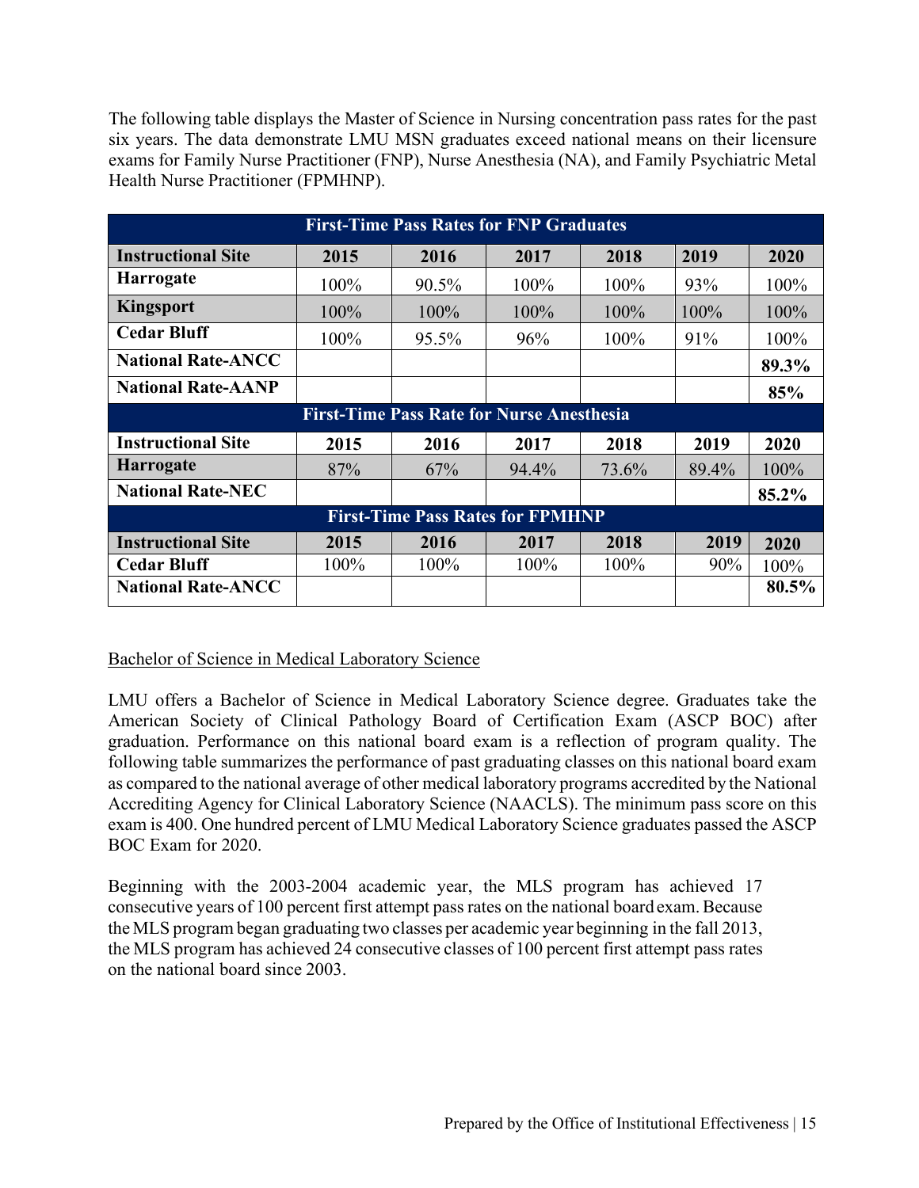The following table displays the Master of Science in Nursing concentration pass rates for the past six years. The data demonstrate LMU MSN graduates exceed national means on their licensure exams for Family Nurse Practitioner (FNP), Nurse Anesthesia (NA), and Family Psychiatric Metal Health Nurse Practitioner (FPMHNP).

| **First-Time Pass Rates for FNP Graduates** | | | | | | |
|---|---|---|---|---|---|---|
| **Instructional Site** | **2015** | **2016** | **2017** | **2018** | **2019** | **2020** |
| **Harrogate** | 100% | 90.5% | 100% | 100% | 93% | 100% |
| **Kingsport** | 100% | 100% | 100% | 100% | 100% | 100% |
| **Cedar Bluff** | 100% | 95.5% | 96% | 100% | 91% | 100% |
| **National Rate-ANCC** | | | | | | **89.3%** |
| **National Rate-AANP** | | | | | | **85%** |
| **First-Time Pass Rate for Nurse Anesthesia** | | | | | | |
| **Instructional Site** | **2015** | **2016** | **2017** | **2018** | **2019** | **2020** |
| **Harrogate** | 87% | 67% | 94.4% | 73.6% | 89.4% | 100% |
| **National Rate-NEC** | | | | | | **85.2%** |
| **First-Time Pass Rates for FPMHNP** | | | | | | |
| **Instructional Site** | **2015** | **2016** | **2017** | **2018** | **2019** | **2020** |
| **Cedar Bluff** | 100% | 100% | 100% | 100% | 90% | 100% |
| **National Rate-ANCC** | | | | | | **80.5%** |

Bachelor of Science in Medical Laboratory Science

LMU offers a Bachelor of Science in Medical Laboratory Science degree. Graduates take the American Society of Clinical Pathology Board of Certification Exam (ASCP BOC) after graduation. Performance on this national board exam is a reflection of program quality. The following table summarizes the performance of past graduating classes on this national board exam as compared to the national average of other medical laboratory programs accredited by the National Accrediting Agency for Clinical Laboratory Science (NAACLS). The minimum pass score on this exam is 400. One hundred percent of LMU Medical Laboratory Science graduates passed the ASCP BOC Exam for 2020.

Beginning with the 2003-2004 academic year, the MLS program has achieved 17 consecutive years of 100 percent first attempt pass rates on the national board exam. Because the MLS program began graduating two classes per academic year beginning in the fall 2013, the MLS program has achieved 24 consecutive classes of 100 percent first attempt pass rates on the national board since 2003.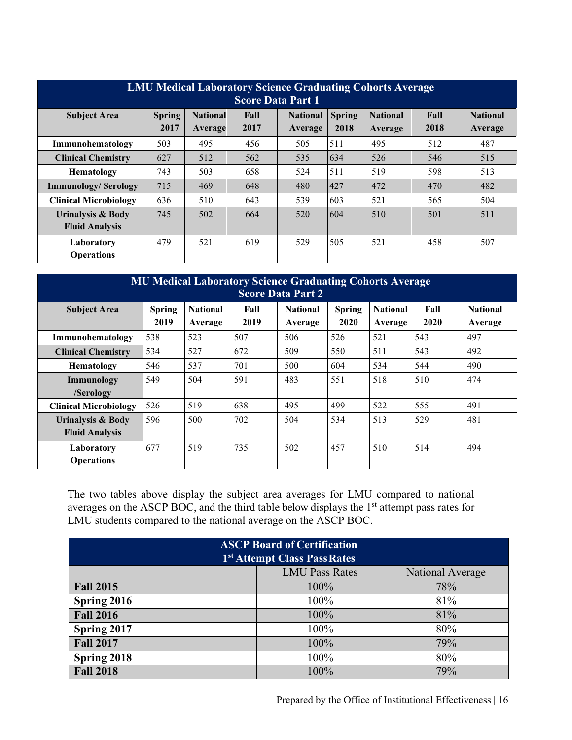| LMU Medical Laboratory Science Graduating Cohorts Average Score Data Part 1 | | | | | | | | |
|---|---|---|---|---|---|---|---|---|
| **Subject Area** | **Spring 2017** | **National Average** | **Fall 2017** | **National Average** | **Spring 2018** | **National Average** | **Fall 2018** | **National Average** |
| **Immunohematology** | 503 | 495 | 456 | 505 | 511 | 495 | 512 | 487 |
| **Clinical Chemistry** | 627 | 512 | 562 | 535 | 634 | 526 | 546 | 515 |
| **Hematology** | 743 | 503 | 658 | 524 | 511 | 519 | 598 | 513 |
| **Immunology/ Serology** | 715 | 469 | 648 | 480 | 427 | 472 | 470 | 482 |
| **Clinical Microbiology** | 636 | 510 | 643 | 539 | 603 | 521 | 565 | 504 |
| **Urinalysis & Body Fluid Analysis** | 745 | 502 | 664 | 520 | 604 | 510 | 501 | 511 |
| **Laboratory Operations** | 479 | 521 | 619 | 529 | 505 | 521 | 458 | 507 |

| MU Medical Laboratory Science Graduating Cohorts Average Score Data Part 2 | | | | | | | | |
|---|---|---|---|---|---|---|---|---|
| **Subject Area** | **Spring 2019** | **National Average** | **Fall 2019** | **National Average** | **Spring 2020** | **National Average** | **Fall 2020** | **National Average** |
| **Immunohematology** | 538 | 523 | 507 | 506 | 526 | 521 | 543 | 497 |
| **Clinical Chemistry** | 534 | 527 | 672 | 509 | 550 | 511 | 543 | 492 |
| **Hematology** | 546 | 537 | 701 | 500 | 604 | 534 | 544 | 490 |
| **Immunology /Serology** | 549 | 504 | 591 | 483 | 551 | 518 | 510 | 474 |
| **Clinical Microbiology** | 526 | 519 | 638 | 495 | 499 | 522 | 555 | 491 |
| **Urinalysis & Body Fluid Analysis** | 596 | 500 | 702 | 504 | 534 | 513 | 529 | 481 |
| **Laboratory Operations** | 677 | 519 | 735 | 502 | 457 | 510 | 514 | 494 |

The two tables above display the subject area averages for LMU compared to national averages on the ASCP BOC, and the third table below displays the 1st attempt pass rates for LMU students compared to the national average on the ASCP BOC.

| ASCP Board of Certification 1st Attempt Class Pass Rates | | |
|---|---|---|
| | LMU Pass Rates | National Average |
| **Fall 2015** | 100% | 78% |
| **Spring 2016** | 100% | 81% |
| **Fall 2016** | 100% | 81% |
| **Spring 2017** | 100% | 80% |
| **Fall 2017** | 100% | 79% |
| **Spring 2018** | 100% | 80% |
| **Fall 2018** | 100% | 79% |

Prepared by the Office of Institutional Effectiveness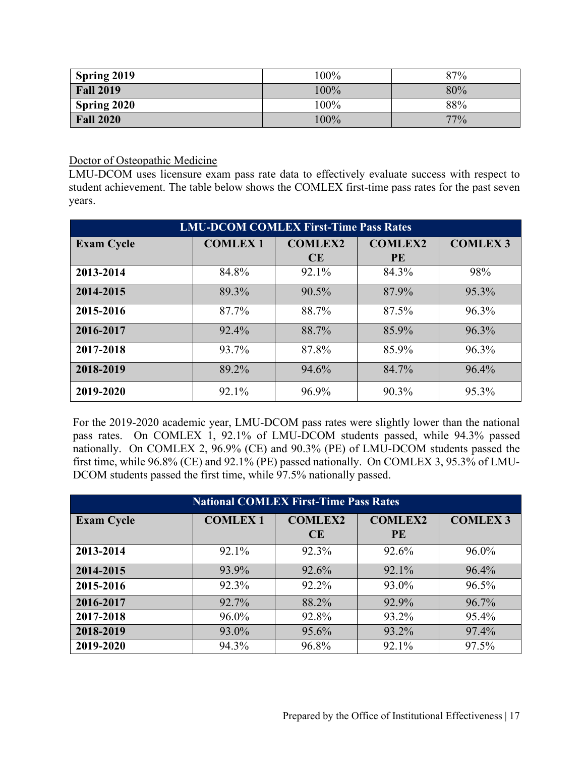| Spring 2019 | 100% | 87% |
|---|---|---|
| Fall 2019 | 100% | 80% |
| Spring 2020 | 100% | 88% |
| Fall 2020 | 100% | 77% |

### Doctor of Osteopathic Medicine

LMU-DCOM uses licensure exam pass rate data to effectively evaluate success with respect to student achievement. The table below shows the COMLEX first-time pass rates for the past seven years.

| LMU-DCOM COMLEX First-Time Pass Rates | | | | |
|---|---|---|---|---|
| **Exam Cycle** | **COMLEX 1** | **COMLEX2 CE** | **COMLEX2 PE** | **COMLEX 3** |
| **2013-2014** | 84.8% | 92.1% | 84.3% | 98% |
| **2014-2015** | 89.3% | 90.5% | 87.9% | 95.3% |
| **2015-2016** | 87.7% | 88.7% | 87.5% | 96.3% |
| **2016-2017** | 92.4% | 88.7% | 85.9% | 96.3% |
| **2017-2018** | 93.7% | 87.8% | 85.9% | 96.3% |
| **2018-2019** | 89.2% | 94.6% | 84.7% | 96.4% |
| **2019-2020** | 92.1% | 96.9% | 90.3% | 95.3% |

For the 2019-2020 academic year, LMU-DCOM pass rates were slightly lower than the national pass rates. On COMLEX 1, 92.1% of LMU-DCOM students passed, while 94.3% passed nationally. On COMLEX 2, 96.9% (CE) and 90.3% (PE) of LMU-DCOM students passed the first time, while 96.8% (CE) and 92.1% (PE) passed nationally. On COMLEX 3, 95.3% of LMU-DCOM students passed the first time, while 97.5% nationally passed.

| National COMLEX First-Time Pass Rates | | | | |
|---|---|---|---|---|
| **Exam Cycle** | **COMLEX 1** | **COMLEX2 CE** | **COMLEX2 PE** | **COMLEX 3** |
| **2013-2014** | 92.1% | 92.3% | 92.6% | 96.0% |
| **2014-2015** | 93.9% | 92.6% | 92.1% | 96.4% |
| **2015-2016** | 92.3% | 92.2% | 93.0% | 96.5% |
| **2016-2017** | 92.7% | 88.2% | 92.9% | 96.7% |
| **2017-2018** | 96.0% | 92.8% | 93.2% | 95.4% |
| **2018-2019** | 93.0% | 95.6% | 93.2% | 97.4% |
| **2019-2020** | 94.3% | 96.8% | 92.1% | 97.5% |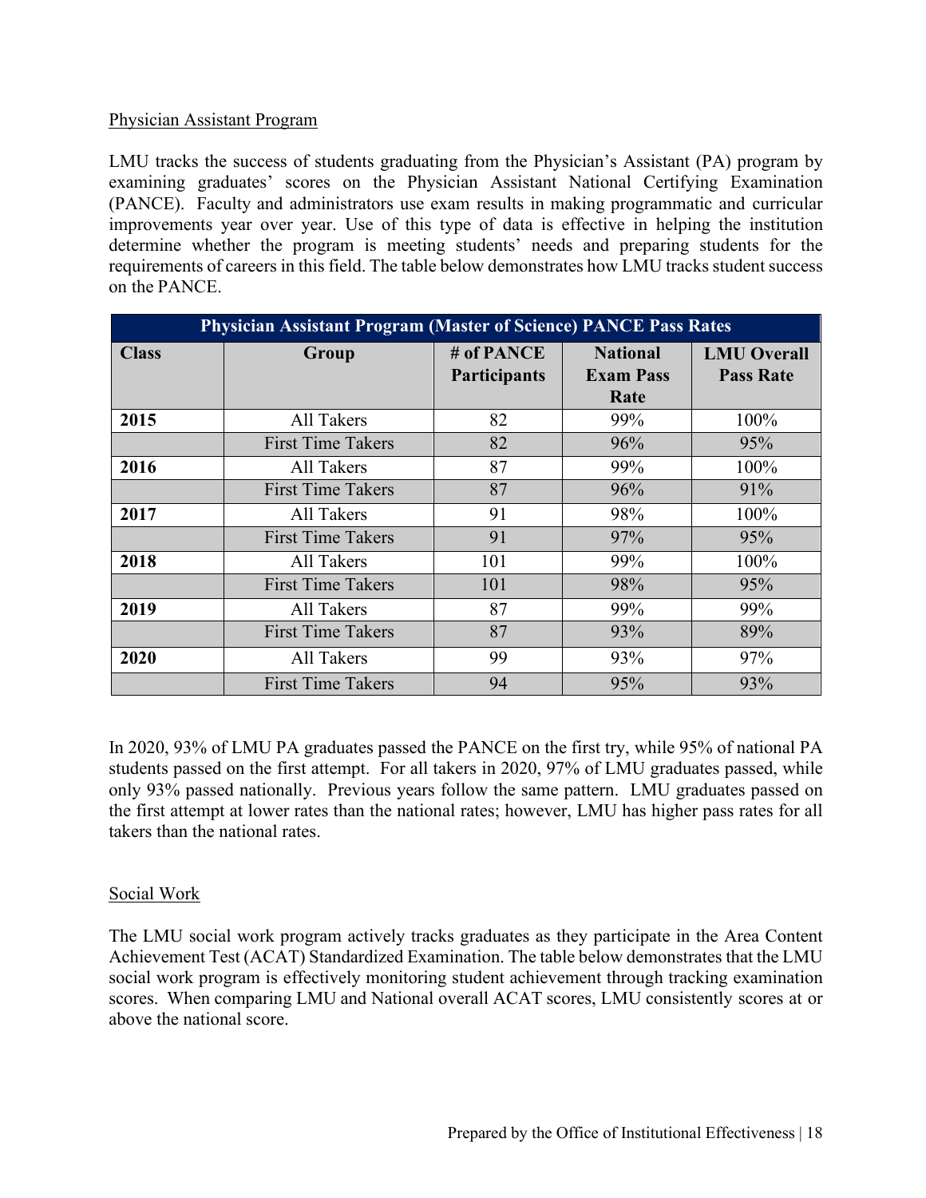## Physician Assistant Program

LMU tracks the success of students graduating from the Physician's Assistant (PA) program by examining graduates' scores on the Physician Assistant National Certifying Examination (PANCE). Faculty and administrators use exam results in making programmatic and curricular improvements year over year. Use of this type of data is effective in helping the institution determine whether the program is meeting students' needs and preparing students for the requirements of careers in this field. The table below demonstrates how LMU tracks student success on the PANCE.

| Physician Assistant Program (Master of Science) PANCE Pass Rates | | | | |
|---|---|---|---|---|
| **Class** | **Group** | **# of PANCE Participants** | **National Exam Pass Rate** | **LMU Overall Pass Rate** |
| **2015** | All Takers | 82 | 99% | 100% |
| | First Time Takers | 82 | 96% | 95% |
| **2016** | All Takers | 87 | 99% | 100% |
| | First Time Takers | 87 | 96% | 91% |
| **2017** | All Takers | 91 | 98% | 100% |
| | First Time Takers | 91 | 97% | 95% |
| **2018** | All Takers | 101 | 99% | 100% |
| | First Time Takers | 101 | 98% | 95% |
| **2019** | All Takers | 87 | 99% | 99% |
| | First Time Takers | 87 | 93% | 89% |
| **2020** | All Takers | 99 | 93% | 97% |
| | First Time Takers | 94 | 95% | 93% |

In 2020, 93% of LMU PA graduates passed the PANCE on the first try, while 95% of national PA students passed on the first attempt. For all takers in 2020, 97% of LMU graduates passed, while only 93% passed nationally. Previous years follow the same pattern. LMU graduates passed on the first attempt at lower rates than the national rates; however, LMU has higher pass rates for all takers than the national rates.

## Social Work

The LMU social work program actively tracks graduates as they participate in the Area Content Achievement Test (ACAT) Standardized Examination. The table below demonstrates that the LMU social work program is effectively monitoring student achievement through tracking examination scores. When comparing LMU and National overall ACAT scores, LMU consistently scores at or above the national score.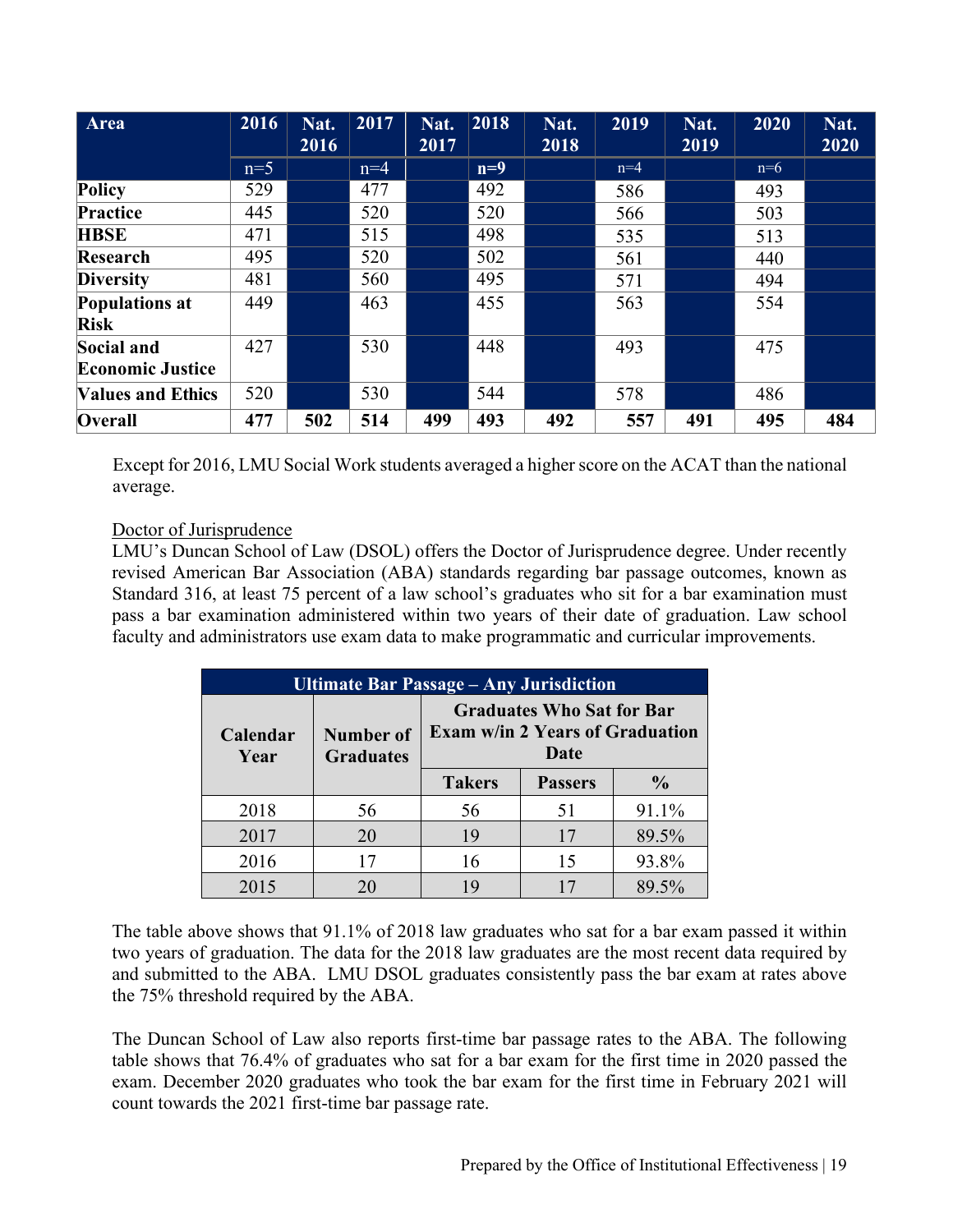| Area | 2016 | Nat. 2016 | 2017 | Nat. 2017 | 2018 | Nat. 2018 | 2019 | Nat. 2019 | 2020 | Nat. 2020 |
|---|---|---|---|---|---|---|---|---|---|---|
| | n=5 | | n=4 | | **n=9** | | n=4 | | n=6 | |
| **Policy** | 529 | | 477 | | 492 | | 586 | | 493 | |
| **Practice** | 445 | | 520 | | 520 | | 566 | | 503 | |
| **HBSE** | 471 | | 515 | | 498 | | 535 | | 513 | |
| **Research** | 495 | | 520 | | 502 | | 561 | | 440 | |
| **Diversity** | 481 | | 560 | | 495 | | 571 | | 494 | |
| **Populations at Risk** | 449 | | 463 | | 455 | | 563 | | 554 | |
| **Social and Economic Justice** | 427 | | 530 | | 448 | | 493 | | 475 | |
| **Values and Ethics** | 520 | | 530 | | 544 | | 578 | | 486 | |
| **Overall** | **477** | **502** | **514** | **499** | **493** | **492** | **557** | **491** | **495** | **484** |

Except for 2016, LMU Social Work students averaged a higher score on the ACAT than the national average.

Doctor of Jurisprudence

LMU's Duncan School of Law (DSOL) offers the Doctor of Jurisprudence degree. Under recently revised American Bar Association (ABA) standards regarding bar passage outcomes, known as Standard 316, at least 75 percent of a law school's graduates who sit for a bar examination must pass a bar examination administered within two years of their date of graduation. Law school faculty and administrators use exam data to make programmatic and curricular improvements.

| **Ultimate Bar Passage – Any Jurisdiction** | | | | |
|---|---|---|---|---|
| **Calendar Year** | **Number of Graduates** | **Graduates Who Sat for Bar Exam w/in 2 Years of Graduation Date** | | |
| | | **Takers** | **Passers** | **%** |
| 2018 | 56 | 56 | 51 | 91.1% |
| 2017 | 20 | 19 | 17 | 89.5% |
| 2016 | 17 | 16 | 15 | 93.8% |
| 2015 | 20 | 19 | 17 | 89.5% |

The table above shows that 91.1% of 2018 law graduates who sat for a bar exam passed it within two years of graduation. The data for the 2018 law graduates are the most recent data required by and submitted to the ABA. LMU DSOL graduates consistently pass the bar exam at rates above the 75% threshold required by the ABA.

The Duncan School of Law also reports first-time bar passage rates to the ABA. The following table shows that 76.4% of graduates who sat for a bar exam for the first time in 2020 passed the exam. December 2020 graduates who took the bar exam for the first time in February 2021 will count towards the 2021 first-time bar passage rate.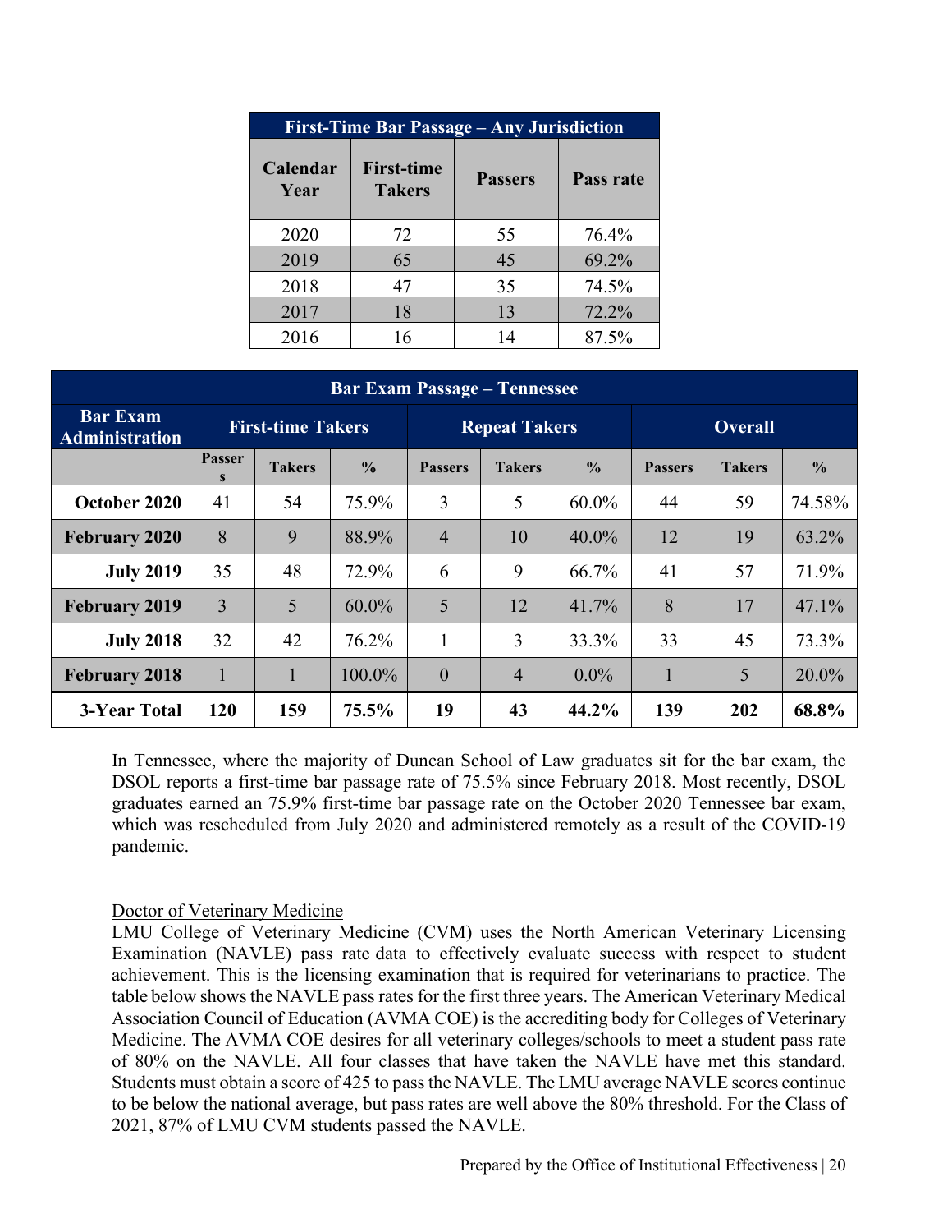| First-Time Bar Passage – Any Jurisdiction | | | |
|---|---|---|---|
| Calendar Year | First-time Takers | Passers | Pass rate |
| 2020 | 72 | 55 | 76.4% |
| 2019 | 65 | 45 | 69.2% |
| 2018 | 47 | 35 | 74.5% |
| 2017 | 18 | 13 | 72.2% |
| 2016 | 16 | 14 | 87.5% |

| Bar Exam Passage – Tennessee | | | | | | | | | |
|---|---|---|---|---|---|---|---|---|---|
| Bar Exam Administration | First-time Takers | | | Repeat Takers | | | Overall | | |
| | Passers | Takers | % | Passers | Takers | % | Passers | Takers | % |
| **October 2020** | 41 | 54 | 75.9% | 3 | 5 | 60.0% | 44 | 59 | 74.58% |
| **February 2020** | 8 | 9 | 88.9% | 4 | 10 | 40.0% | 12 | 19 | 63.2% |
| **July 2019** | 35 | 48 | 72.9% | 6 | 9 | 66.7% | 41 | 57 | 71.9% |
| **February 2019** | 3 | 5 | 60.0% | 5 | 12 | 41.7% | 8 | 17 | 47.1% |
| **July 2018** | 32 | 42 | 76.2% | 1 | 3 | 33.3% | 33 | 45 | 73.3% |
| **February 2018** | 1 | 1 | 100.0% | 0 | 4 | 0.0% | 1 | 5 | 20.0% |
| **3-Year Total** | **120** | **159** | **75.5%** | **19** | **43** | **44.2%** | **139** | **202** | **68.8%** |

In Tennessee, where the majority of Duncan School of Law graduates sit for the bar exam, the DSOL reports a first-time bar passage rate of 75.5% since February 2018. Most recently, DSOL graduates earned an 75.9% first-time bar passage rate on the October 2020 Tennessee bar exam, which was rescheduled from July 2020 and administered remotely as a result of the COVID-19 pandemic.

Doctor of Veterinary Medicine

LMU College of Veterinary Medicine (CVM) uses the North American Veterinary Licensing Examination (NAVLE) pass rate data to effectively evaluate success with respect to student achievement. This is the licensing examination that is required for veterinarians to practice. The table below shows the NAVLE pass rates for the first three years. The American Veterinary Medical Association Council of Education (AVMA COE) is the accrediting body for Colleges of Veterinary Medicine. The AVMA COE desires for all veterinary colleges/schools to meet a student pass rate of 80% on the NAVLE. All four classes that have taken the NAVLE have met this standard. Students must obtain a score of 425 to pass the NAVLE. The LMU average NAVLE scores continue to be below the national average, but pass rates are well above the 80% threshold. For the Class of 2021, 87% of LMU CVM students passed the NAVLE.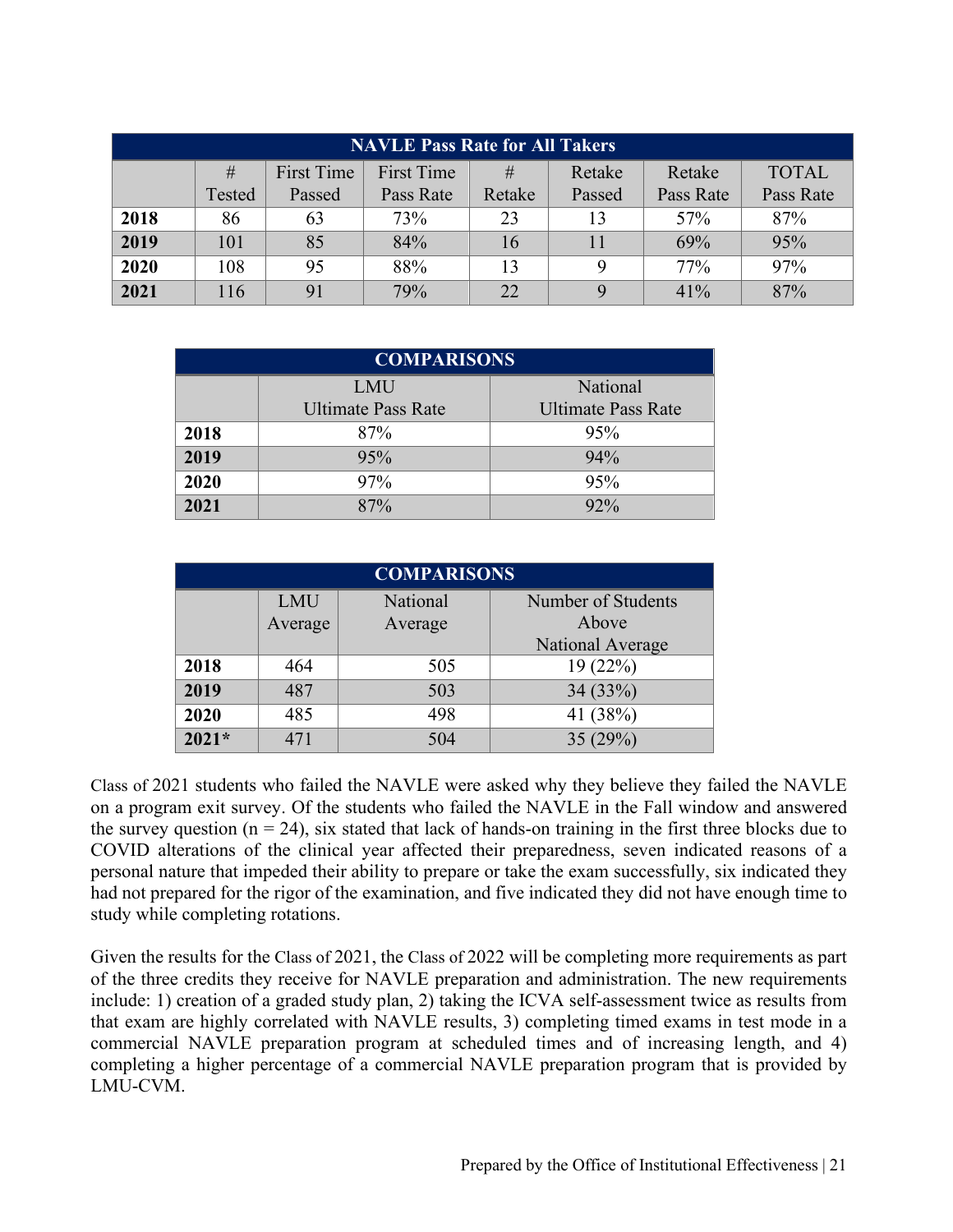| NAVLE Pass Rate for All Takers | | | | | | | |
|---|---|---|---|---|---|---|---|
| | # Tested | First Time Passed | First Time Pass Rate | # Retake | Retake Passed | Retake Pass Rate | TOTAL Pass Rate |
| **2018** | 86 | 63 | 73% | 23 | 13 | 57% | 87% |
| **2019** | 101 | 85 | 84% | 16 | 11 | 69% | 95% |
| **2020** | 108 | 95 | 88% | 13 | 9 | 77% | 97% |
| **2021** | 116 | 91 | 79% | 22 | 9 | 41% | 87% |

| COMPARISONS | | |
|---|---|---|
| | LMU Ultimate Pass Rate | National Ultimate Pass Rate |
| **2018** | 87% | 95% |
| **2019** | 95% | 94% |
| **2020** | 97% | 95% |
| **2021** | 87% | 92% |

| COMPARISONS | | | |
|---|---|---|---|
| | LMU Average | National Average | Number of Students Above National Average |
| **2018** | 464 | 505 | 19 (22%) |
| **2019** | 487 | 503 | 34 (33%) |
| **2020** | 485 | 498 | 41 (38%) |
| **2021*** | 471 | 504 | 35 (29%) |

Class of 2021 students who failed the NAVLE were asked why they believe they failed the NAVLE on a program exit survey. Of the students who failed the NAVLE in the Fall window and answered the survey question (n = 24), six stated that lack of hands-on training in the first three blocks due to COVID alterations of the clinical year affected their preparedness, seven indicated reasons of a personal nature that impeded their ability to prepare or take the exam successfully, six indicated they had not prepared for the rigor of the examination, and five indicated they did not have enough time to study while completing rotations.

Given the results for the Class of 2021, the Class of 2022 will be completing more requirements as part of the three credits they receive for NAVLE preparation and administration. The new requirements include: 1) creation of a graded study plan, 2) taking the ICVA self-assessment twice as results from that exam are highly correlated with NAVLE results, 3) completing timed exams in test mode in a commercial NAVLE preparation program at scheduled times and of increasing length, and 4) completing a higher percentage of a commercial NAVLE preparation program that is provided by LMU-CVM.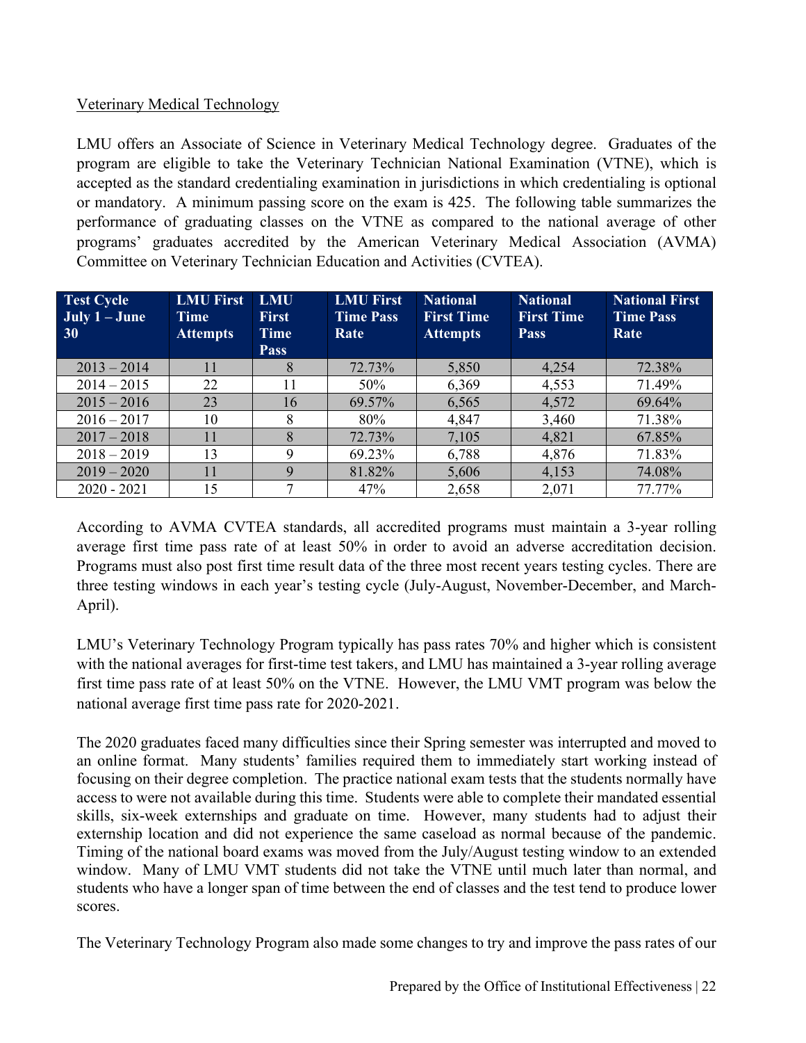Veterinary Medical Technology

LMU offers an Associate of Science in Veterinary Medical Technology degree. Graduates of the program are eligible to take the Veterinary Technician National Examination (VTNE), which is accepted as the standard credentialing examination in jurisdictions in which credentialing is optional or mandatory. A minimum passing score on the exam is 425. The following table summarizes the performance of graduating classes on the VTNE as compared to the national average of other programs' graduates accredited by the American Veterinary Medical Association (AVMA) Committee on Veterinary Technician Education and Activities (CVTEA).

| Test Cycle July 1 – June 30 | LMU First Time Attempts | LMU First Time Pass | LMU First Time Pass Rate | National First Time Attempts | National First Time Pass | National First Time Pass Rate |
|---|---|---|---|---|---|---|
| 2013 – 2014 | 11 | 8 | 72.73% | 5,850 | 4,254 | 72.38% |
| 2014 – 2015 | 22 | 11 | 50% | 6,369 | 4,553 | 71.49% |
| 2015 – 2016 | 23 | 16 | 69.57% | 6,565 | 4,572 | 69.64% |
| 2016 – 2017 | 10 | 8 | 80% | 4,847 | 3,460 | 71.38% |
| 2017 – 2018 | 11 | 8 | 72.73% | 7,105 | 4,821 | 67.85% |
| 2018 – 2019 | 13 | 9 | 69.23% | 6,788 | 4,876 | 71.83% |
| 2019 – 2020 | 11 | 9 | 81.82% | 5,606 | 4,153 | 74.08% |
| 2020 - 2021 | 15 | 7 | 47% | 2,658 | 2,071 | 77.77% |

According to AVMA CVTEA standards, all accredited programs must maintain a 3-year rolling average first time pass rate of at least 50% in order to avoid an adverse accreditation decision. Programs must also post first time result data of the three most recent years testing cycles. There are three testing windows in each year's testing cycle (July-August, November-December, and March-April).

LMU's Veterinary Technology Program typically has pass rates 70% and higher which is consistent with the national averages for first-time test takers, and LMU has maintained a 3-year rolling average first time pass rate of at least 50% on the VTNE. However, the LMU VMT program was below the national average first time pass rate for 2020-2021.

The 2020 graduates faced many difficulties since their Spring semester was interrupted and moved to an online format. Many students' families required them to immediately start working instead of focusing on their degree completion. The practice national exam tests that the students normally have access to were not available during this time. Students were able to complete their mandated essential skills, six-week externships and graduate on time. However, many students had to adjust their externship location and did not experience the same caseload as normal because of the pandemic. Timing of the national board exams was moved from the July/August testing window to an extended window. Many of LMU VMT students did not take the VTNE until much later than normal, and students who have a longer span of time between the end of classes and the test tend to produce lower scores.

The Veterinary Technology Program also made some changes to try and improve the pass rates of our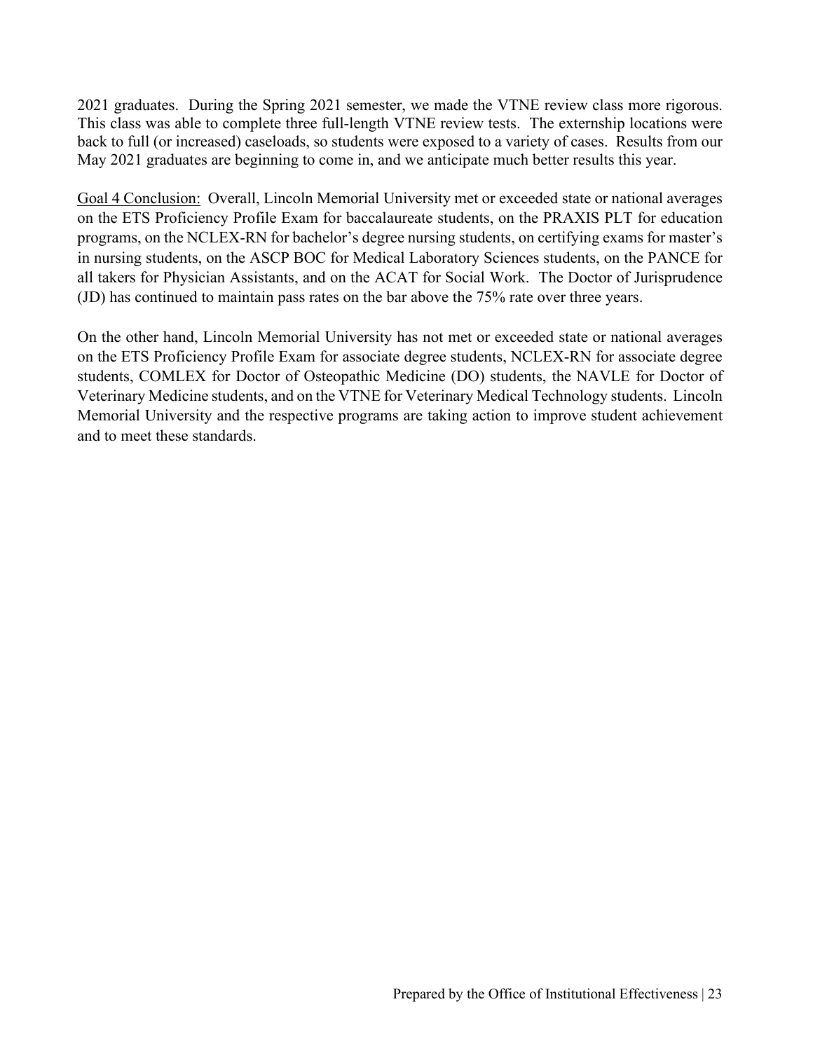2021 graduates. During the Spring 2021 semester, we made the VTNE review class more rigorous. This class was able to complete three full-length VTNE review tests. The externship locations were back to full (or increased) caseloads, so students were exposed to a variety of cases. Results from our May 2021 graduates are beginning to come in, and we anticipate much better results this year.

Goal 4 Conclusion: Overall, Lincoln Memorial University met or exceeded state or national averages on the ETS Proficiency Profile Exam for baccalaureate students, on the PRAXIS PLT for education programs, on the NCLEX-RN for bachelor's degree nursing students, on certifying exams for master's in nursing students, on the ASCP BOC for Medical Laboratory Sciences students, on the PANCE for all takers for Physician Assistants, and on the ACAT for Social Work. The Doctor of Jurisprudence (JD) has continued to maintain pass rates on the bar above the 75% rate over three years.

On the other hand, Lincoln Memorial University has not met or exceeded state or national averages on the ETS Proficiency Profile Exam for associate degree students, NCLEX-RN for associate degree students, COMLEX for Doctor of Osteopathic Medicine (DO) students, the NAVLE for Doctor of Veterinary Medicine students, and on the VTNE for Veterinary Medical Technology students. Lincoln Memorial University and the respective programs are taking action to improve student achievement and to meet these standards.